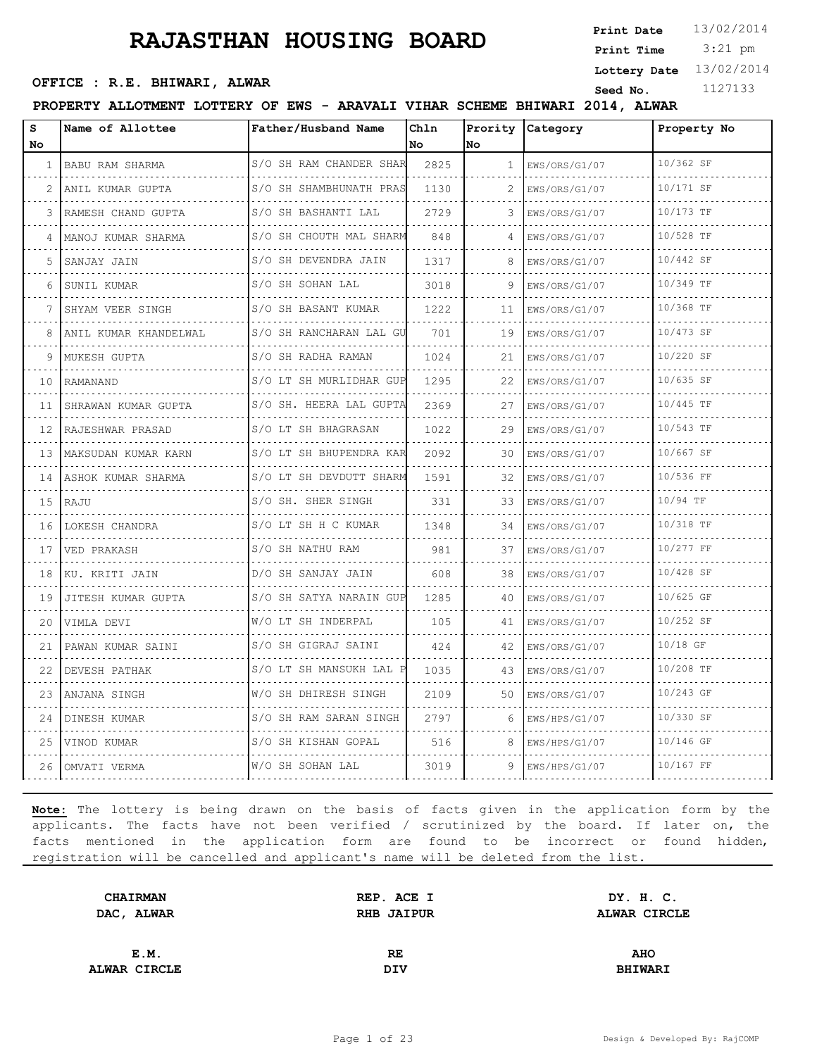# RAJASTHAN HOUSING BOARD

**Print Date** 13/02/2014
**Print Time** 3:21 pm
**Lottery Date** 13/02/2014
**Seed No.** 1127133

**OFFICE : R.E. BHIWARI, ALWAR**

**PROPERTY ALLOTMENT LOTTERY OF EWS - ARAVALI VIHAR SCHEME BHIWARI 2014, ALWAR**

| S No | Name of Allottee | Father/Husband Name | Chln No | Prority No | Category | Property No |
|---|---|---|---|---|---|---|
| 1 | BABU RAM SHARMA | S/O SH RAM CHANDER SHAR | 2825 | 1 | EWS/ORS/G1/07 | 10/362 SF |
| 2 | ANIL KUMAR GUPTA | S/O SH SHAMBHUNATH PRAS | 1130 | 2 | EWS/ORS/G1/07 | 10/171 SF |
| 3 | RAMESH CHAND GUPTA | S/O SH BASHANTI LAL | 2729 | 3 | EWS/ORS/G1/07 | 10/173 TF |
| 4 | MANOJ KUMAR SHARMA | S/O SH CHOUTH MAL SHARM | 848 | 4 | EWS/ORS/G1/07 | 10/528 TF |
| 5 | SANJAY JAIN | S/O SH DEVENDRA JAIN | 1317 | 8 | EWS/ORS/G1/07 | 10/442 SF |
| 6 | SUNIL KUMAR | S/O SH SOHAN LAL | 3018 | 9 | EWS/ORS/G1/07 | 10/349 TF |
| 7 | SHYAM VEER SINGH | S/O SH BASANT KUMAR | 1222 | 11 | EWS/ORS/G1/07 | 10/368 TF |
| 8 | ANIL KUMAR KHANDELWAL | S/O SH RANCHARAN LAL GU | 701 | 19 | EWS/ORS/G1/07 | 10/473 SF |
| 9 | MUKESH GUPTA | S/O SH RADHA RAMAN | 1024 | 21 | EWS/ORS/G1/07 | 10/220 SF |
| 10 | RAMANAND | S/O LT SH MURLIDHAR GUP | 1295 | 22 | EWS/ORS/G1/07 | 10/635 SF |
| 11 | SHRAWAN KUMAR GUPTA | S/O SH. HEERA LAL GUPTA | 2369 | 27 | EWS/ORS/G1/07 | 10/445 TF |
| 12 | RAJESHWAR PRASAD | S/O LT SH BHAGRASAN | 1022 | 29 | EWS/ORS/G1/07 | 10/543 TF |
| 13 | MAKSUDAN KUMAR KARN | S/O LT SH BHUPENDRA KAR | 2092 | 30 | EWS/ORS/G1/07 | 10/667 SF |
| 14 | ASHOK KUMAR SHARMA | S/O LT SH DEVDUTT SHARM | 1591 | 32 | EWS/ORS/G1/07 | 10/536 FF |
| 15 | RAJU | S/O SH. SHER SINGH | 331 | 33 | EWS/ORS/G1/07 | 10/94 TF |
| 16 | LOKESH CHANDRA | S/O LT SH H C KUMAR | 1348 | 34 | EWS/ORS/G1/07 | 10/318 TF |
| 17 | VED PRAKASH | S/O SH NATHU RAM | 981 | 37 | EWS/ORS/G1/07 | 10/277 FF |
| 18 | KU. KRITI JAIN | D/O SH SANJAY JAIN | 608 | 38 | EWS/ORS/G1/07 | 10/428 SF |
| 19 | JITESH KUMAR GUPTA | S/O SH SATYA NARAIN GUP | 1285 | 40 | EWS/ORS/G1/07 | 10/625 GF |
| 20 | VIMLA DEVI | W/O LT SH INDERPAL | 105 | 41 | EWS/ORS/G1/07 | 10/252 SF |
| 21 | PAWAN KUMAR SAINI | S/O SH GIGRAJ SAINI | 424 | 42 | EWS/ORS/G1/07 | 10/18 GF |
| 22 | DEVESH PATHAK | S/O LT SH MANSUKH LAL P | 1035 | 43 | EWS/ORS/G1/07 | 10/208 TF |
| 23 | ANJANA SINGH | W/O SH DHIRESH SINGH | 2109 | 50 | EWS/ORS/G1/07 | 10/243 GF |
| 24 | DINESH KUMAR | S/O SH RAM SARAN SINGH | 2797 | 6 | EWS/HPS/G1/07 | 10/330 SF |
| 25 | VINOD KUMAR | S/O SH KISHAN GOPAL | 516 | 8 | EWS/HPS/G1/07 | 10/146 GF |
| 26 | OMVATI VERMA | W/O SH SOHAN LAL | 3019 | 9 | EWS/HPS/G1/07 | 10/167 FF |

**Note:** The lottery is being drawn on the basis of facts given in the application form by the applicants. The facts have not been verified / scrutinized by the board. If later on, the facts mentioned in the application form are found to be incorrect or found hidden, registration will be cancelled and applicant's name will be deleted from the list.

| | | |
|---|---|---|
| **CHAIRMAN**<br>**DAC, ALWAR** | **REP. ACE I**<br>**RHB JAIPUR** | **DY. H. C.**<br>**ALWAR CIRCLE** |
| **E.M.**<br>**ALWAR CIRCLE** | **RE**<br>**DIV** | **AHO**<br>**BHIWARI** |

Design & Developed By: RajCOMP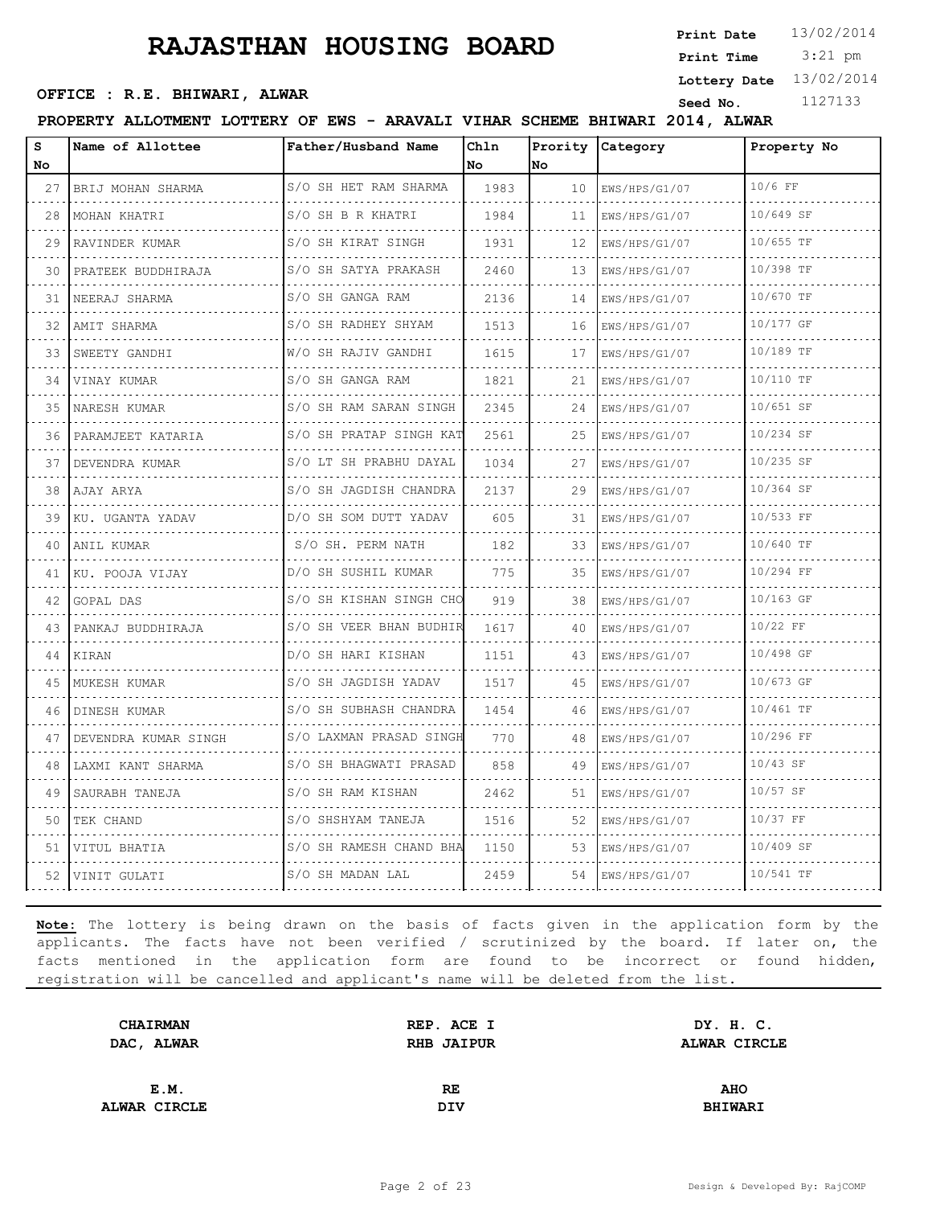# RAJASTHAN HOUSING BOARD

**Print Date** 13/02/2014
**Print Time** 3:21 pm
**Lottery Date** 13/02/2014
**Seed No.** 1127133

**OFFICE : R.E. BHIWARI, ALWAR**

**PROPERTY ALLOTMENT LOTTERY OF EWS - ARAVALI VIHAR SCHEME BHIWARI 2014, ALWAR**

| S No | Name of Allottee | Father/Husband Name | Chln No | Prority No | Category | Property No |
|---|---|---|---|---|---|---|
| 27 | BRIJ MOHAN SHARMA | S/O SH HET RAM SHARMA | 1983 | 10 | EWS/HPS/G1/07 | 10/6 FF |
| 28 | MOHAN KHATRI | S/O SH B R KHATRI | 1984 | 11 | EWS/HPS/G1/07 | 10/649 SF |
| 29 | RAVINDER KUMAR | S/O SH KIRAT SINGH | 1931 | 12 | EWS/HPS/G1/07 | 10/655 TF |
| 30 | PRATEEK BUDDHIRAJA | S/O SH SATYA PRAKASH | 2460 | 13 | EWS/HPS/G1/07 | 10/398 TF |
| 31 | NEERAJ SHARMA | S/O SH GANGA RAM | 2136 | 14 | EWS/HPS/G1/07 | 10/670 TF |
| 32 | AMIT SHARMA | S/O SH RADHEY SHYAM | 1513 | 16 | EWS/HPS/G1/07 | 10/177 GF |
| 33 | SWEETY GANDHI | W/O SH RAJIV GANDHI | 1615 | 17 | EWS/HPS/G1/07 | 10/189 TF |
| 34 | VINAY KUMAR | S/O SH GANGA RAM | 1821 | 21 | EWS/HPS/G1/07 | 10/110 TF |
| 35 | NARESH KUMAR | S/O SH RAM SARAN SINGH | 2345 | 24 | EWS/HPS/G1/07 | 10/651 SF |
| 36 | PARAMJEET KATARIA | S/O SH PRATAP SINGH KAT | 2561 | 25 | EWS/HPS/G1/07 | 10/234 SF |
| 37 | DEVENDRA KUMAR | S/O LT SH PRABHU DAYAL | 1034 | 27 | EWS/HPS/G1/07 | 10/235 SF |
| 38 | AJAY ARYA | S/O SH JAGDISH CHANDRA | 2137 | 29 | EWS/HPS/G1/07 | 10/364 SF |
| 39 | KU. UGANTA YADAV | D/O SH SOM DUTT YADAV | 605 | 31 | EWS/HPS/G1/07 | 10/533 FF |
| 40 | ANIL KUMAR | S/O SH. PERM NATH | 182 | 33 | EWS/HPS/G1/07 | 10/640 TF |
| 41 | KU. POOJA VIJAY | D/O SH SUSHIL KUMAR | 775 | 35 | EWS/HPS/G1/07 | 10/294 FF |
| 42 | GOPAL DAS | S/O SH KISHAN SINGH CHO | 919 | 38 | EWS/HPS/G1/07 | 10/163 GF |
| 43 | PANKAJ BUDDHIRAJA | S/O SH VEER BHAN BUDHIR | 1617 | 40 | EWS/HPS/G1/07 | 10/22 FF |
| 44 | KIRAN | D/O SH HARI KISHAN | 1151 | 43 | EWS/HPS/G1/07 | 10/498 GF |
| 45 | MUKESH KUMAR | S/O SH JAGDISH YADAV | 1517 | 45 | EWS/HPS/G1/07 | 10/673 GF |
| 46 | DINESH KUMAR | S/O SH SUBHASH CHANDRA | 1454 | 46 | EWS/HPS/G1/07 | 10/461 TF |
| 47 | DEVENDRA KUMAR SINGH | S/O LAXMAN PRASAD SINGH | 770 | 48 | EWS/HPS/G1/07 | 10/296 FF |
| 48 | LAXMI KANT SHARMA | S/O SH BHAGWATI PRASAD | 858 | 49 | EWS/HPS/G1/07 | 10/43 SF |
| 49 | SAURABH TANEJA | S/O SH RAM KISHAN | 2462 | 51 | EWS/HPS/G1/07 | 10/57 SF |
| 50 | TEK CHAND | S/O SHSHYAM TANEJA | 1516 | 52 | EWS/HPS/G1/07 | 10/37 FF |
| 51 | VITUL BHATIA | S/O SH RAMESH CHAND BHA | 1150 | 53 | EWS/HPS/G1/07 | 10/409 SF |
| 52 | VINIT GULATI | S/O SH MADAN LAL | 2459 | 54 | EWS/HPS/G1/07 | 10/541 TF |

**Note:** The lottery is being drawn on the basis of facts given in the application form by the applicants. The facts have not been verified / scrutinized by the board. If later on, the facts mentioned in the application form are found to be incorrect or found hidden, registration will be cancelled and applicant's name will be deleted from the list.

| **CHAIRMAN DAC, ALWAR** | **REP. ACE I RHB JAIPUR** | **DY. H. C. ALWAR CIRCLE** |
|---|---|---|
| **E.M. ALWAR CIRCLE** | **RE DIV** | **AHO BHIWARI** |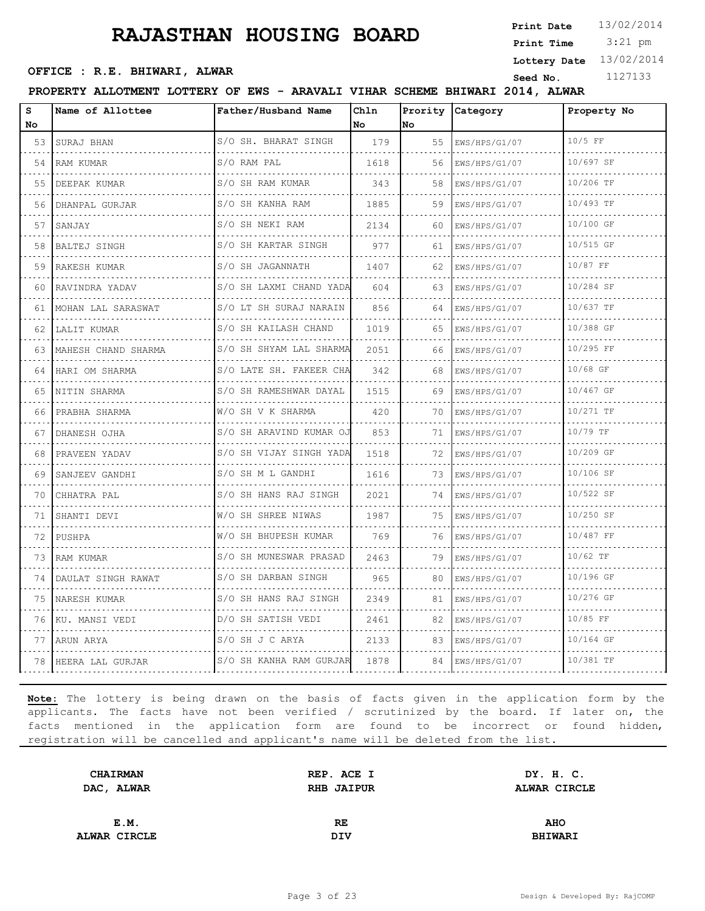# RAJASTHAN HOUSING BOARD

**Print Date** 13/02/2014
**Print Time** 3:21 pm
**Lottery Date** 13/02/2014
**Seed No.** 1127133

**OFFICE : R.E. BHIWARI, ALWAR**

**PROPERTY ALLOTMENT LOTTERY OF EWS - ARAVALI VIHAR SCHEME BHIWARI 2014, ALWAR**

| S No | Name of Allottee | Father/Husband Name | Chln No | Prority No | Category | Property No |
|---|---|---|---|---|---|---|
| 53 | SURAJ BHAN | S/O SH. BHARAT SINGH | 179 | 55 | EWS/HPS/G1/07 | 10/5 FF |
| 54 | RAM KUMAR | S/O RAM PAL | 1618 | 56 | EWS/HPS/G1/07 | 10/697 SF |
| 55 | DEEPAK KUMAR | S/O SH RAM KUMAR | 343 | 58 | EWS/HPS/G1/07 | 10/206 TF |
| 56 | DHANPAL GURJAR | S/O SH KANHA RAM | 1885 | 59 | EWS/HPS/G1/07 | 10/493 TF |
| 57 | SANJAY | S/O SH NEKI RAM | 2134 | 60 | EWS/HPS/G1/07 | 10/100 GF |
| 58 | BALTEJ SINGH | S/O SH KARTAR SINGH | 977 | 61 | EWS/HPS/G1/07 | 10/515 GF |
| 59 | RAKESH KUMAR | S/O SH JAGANNATH | 1407 | 62 | EWS/HPS/G1/07 | 10/87 FF |
| 60 | RAVINDRA YADAV | S/O SH LAXMI CHAND YADA | 604 | 63 | EWS/HPS/G1/07 | 10/284 SF |
| 61 | MOHAN LAL SARASWAT | S/O LT SH SURAJ NARAIN | 856 | 64 | EWS/HPS/G1/07 | 10/637 TF |
| 62 | LALIT KUMAR | S/O SH KAILASH CHAND | 1019 | 65 | EWS/HPS/G1/07 | 10/388 GF |
| 63 | MAHESH CHAND SHARMA | S/O SH SHYAM LAL SHARMA | 2051 | 66 | EWS/HPS/G1/07 | 10/295 FF |
| 64 | HARI OM SHARMA | S/O LATE SH. FAKEER CHA | 342 | 68 | EWS/HPS/G1/07 | 10/68 GF |
| 65 | NITIN SHARMA | S/O SH RAMESHWAR DAYAL | 1515 | 69 | EWS/HPS/G1/07 | 10/467 GF |
| 66 | PRABHA SHARMA | W/O SH V K SHARMA | 420 | 70 | EWS/HPS/G1/07 | 10/271 TF |
| 67 | DHANESH OJHA | S/O SH ARAVIND KUMAR OJ | 853 | 71 | EWS/HPS/G1/07 | 10/79 TF |
| 68 | PRAVEEN YADAV | S/O SH VIJAY SINGH YADA | 1518 | 72 | EWS/HPS/G1/07 | 10/209 GF |
| 69 | SANJEEV GANDHI | S/O SH M L GANDHI | 1616 | 73 | EWS/HPS/G1/07 | 10/106 SF |
| 70 | CHHATRA PAL | S/O SH HANS RAJ SINGH | 2021 | 74 | EWS/HPS/G1/07 | 10/522 SF |
| 71 | SHANTI DEVI | W/O SH SHREE NIWAS | 1987 | 75 | EWS/HPS/G1/07 | 10/250 SF |
| 72 | PUSHPA | W/O SH BHUPESH KUMAR | 769 | 76 | EWS/HPS/G1/07 | 10/487 FF |
| 73 | RAM KUMAR | S/O SH MUNESWAR PRASAD | 2463 | 79 | EWS/HPS/G1/07 | 10/62 TF |
| 74 | DAULAT SINGH RAWAT | S/O SH DARBAN SINGH | 965 | 80 | EWS/HPS/G1/07 | 10/196 GF |
| 75 | NARESH KUMAR | S/O SH HANS RAJ SINGH | 2349 | 81 | EWS/HPS/G1/07 | 10/276 GF |
| 76 | KU. MANSI VEDI | D/O SH SATISH VEDI | 2461 | 82 | EWS/HPS/G1/07 | 10/85 FF |
| 77 | ARUN ARYA | S/O SH J C ARYA | 2133 | 83 | EWS/HPS/G1/07 | 10/164 GF |
| 78 | HEERA LAL GURJAR | S/O SH KANHA RAM GURJAR | 1878 | 84 | EWS/HPS/G1/07 | 10/381 TF |

**Note:** The lottery is being drawn on the basis of facts given in the application form by the applicants. The facts have not been verified / scrutinized by the board. If later on, the facts mentioned in the application form are found to be incorrect or found hidden, registration will be cancelled and applicant's name will be deleted from the list.

| | | |
|---|---|---|
| **CHAIRMAN** | **REP. ACE I** | **DY. H. C.** |
| **DAC, ALWAR** | **RHB JAIPUR** | **ALWAR CIRCLE** |
| **E.M.** | **RE** | **AHO** |
| **ALWAR CIRCLE** | **DIV** | **BHIWARI** |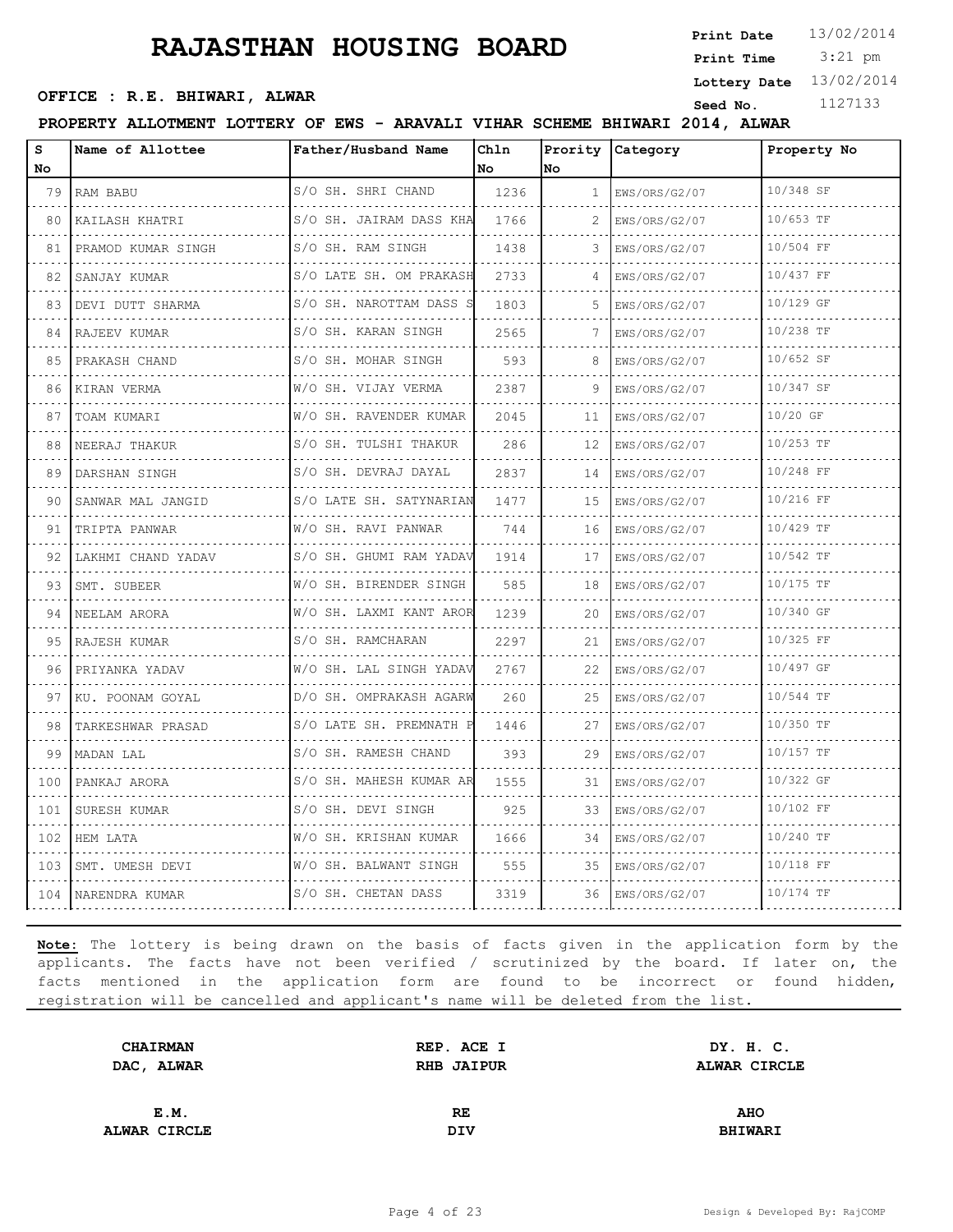# RAJASTHAN HOUSING BOARD

**Print Date** 13/02/2014
**Print Time** 3:21 pm
**Lottery Date** 13/02/2014
**Seed No.** 1127133

**OFFICE : R.E. BHIWARI, ALWAR**

**PROPERTY ALLOTMENT LOTTERY OF EWS - ARAVALI VIHAR SCHEME BHIWARI 2014, ALWAR**

| S No | Name of Allottee | Father/Husband Name | Chln No | Prority No | Category | Property No |
|---|---|---|---|---|---|---|
| 79 | RAM BABU | S/O SH. SHRI CHAND | 1236 | 1 | EWS/ORS/G2/07 | 10/348 SF |
| 80 | KAILASH KHATRI | S/O SH. JAIRAM DASS KHA | 1766 | 2 | EWS/ORS/G2/07 | 10/653 TF |
| 81 | PRAMOD KUMAR SINGH | S/O SH. RAM SINGH | 1438 | 3 | EWS/ORS/G2/07 | 10/504 FF |
| 82 | SANJAY KUMAR | S/O LATE SH. OM PRAKASH | 2733 | 4 | EWS/ORS/G2/07 | 10/437 FF |
| 83 | DEVI DUTT SHARMA | S/O SH. NAROTTAM DASS S | 1803 | 5 | EWS/ORS/G2/07 | 10/129 GF |
| 84 | RAJEEV KUMAR | S/O SH. KARAN SINGH | 2565 | 7 | EWS/ORS/G2/07 | 10/238 TF |
| 85 | PRAKASH CHAND | S/O SH. MOHAR SINGH | 593 | 8 | EWS/ORS/G2/07 | 10/652 SF |
| 86 | KIRAN VERMA | W/O SH. VIJAY VERMA | 2387 | 9 | EWS/ORS/G2/07 | 10/347 SF |
| 87 | TOAM KUMARI | W/O SH. RAVENDER KUMAR | 2045 | 11 | EWS/ORS/G2/07 | 10/20 GF |
| 88 | NEERAJ THAKUR | S/O SH. TULSHI THAKUR | 286 | 12 | EWS/ORS/G2/07 | 10/253 TF |
| 89 | DARSHAN SINGH | S/O SH. DEVRAJ DAYAL | 2837 | 14 | EWS/ORS/G2/07 | 10/248 FF |
| 90 | SANWAR MAL JANGID | S/O LATE SH. SATYNARIAN | 1477 | 15 | EWS/ORS/G2/07 | 10/216 FF |
| 91 | TRIPTA PANWAR | W/O SH. RAVI PANWAR | 744 | 16 | EWS/ORS/G2/07 | 10/429 TF |
| 92 | LAKHMI CHAND YADAV | S/O SH. GHUMI RAM YADAV | 1914 | 17 | EWS/ORS/G2/07 | 10/542 TF |
| 93 | SMT. SUBEER | W/O SH. BIRENDER SINGH | 585 | 18 | EWS/ORS/G2/07 | 10/175 TF |
| 94 | NEELAM ARORA | W/O SH. LAXMI KANT AROR | 1239 | 20 | EWS/ORS/G2/07 | 10/340 GF |
| 95 | RAJESH KUMAR | S/O SH. RAMCHARAN | 2297 | 21 | EWS/ORS/G2/07 | 10/325 FF |
| 96 | PRIYANKA YADAV | W/O SH. LAL SINGH YADAV | 2767 | 22 | EWS/ORS/G2/07 | 10/497 GF |
| 97 | KU. POONAM GOYAL | D/O SH. OMPRAKASH AGARW | 260 | 25 | EWS/ORS/G2/07 | 10/544 TF |
| 98 | TARKESHWAR PRASAD | S/O LATE SH. PREMNATH P | 1446 | 27 | EWS/ORS/G2/07 | 10/350 TF |
| 99 | MADAN LAL | S/O SH. RAMESH CHAND | 393 | 29 | EWS/ORS/G2/07 | 10/157 TF |
| 100 | PANKAJ ARORA | S/O SH. MAHESH KUMAR AR | 1555 | 31 | EWS/ORS/G2/07 | 10/322 GF |
| 101 | SURESH KUMAR | S/O SH. DEVI SINGH | 925 | 33 | EWS/ORS/G2/07 | 10/102 FF |
| 102 | HEM LATA | W/O SH. KRISHAN KUMAR | 1666 | 34 | EWS/ORS/G2/07 | 10/240 TF |
| 103 | SMT. UMESH DEVI | W/O SH. BALWANT SINGH | 555 | 35 | EWS/ORS/G2/07 | 10/118 FF |
| 104 | NARENDRA KUMAR | S/O SH. CHETAN DASS | 3319 | 36 | EWS/ORS/G2/07 | 10/174 TF |

**Note:** The lottery is being drawn on the basis of facts given in the application form by the applicants. The facts have not been verified / scrutinized by the board. If later on, the facts mentioned in the application form are found to be incorrect or found hidden, registration will be cancelled and applicant's name will be deleted from the list.

| **CHAIRMAN DAC, ALWAR** | **REP. ACE I RHB JAIPUR** | **DY. H. C. ALWAR CIRCLE** |
|---|---|---|
| **E.M. ALWAR CIRCLE** | **RE DIV** | **AHO BHIWARI** |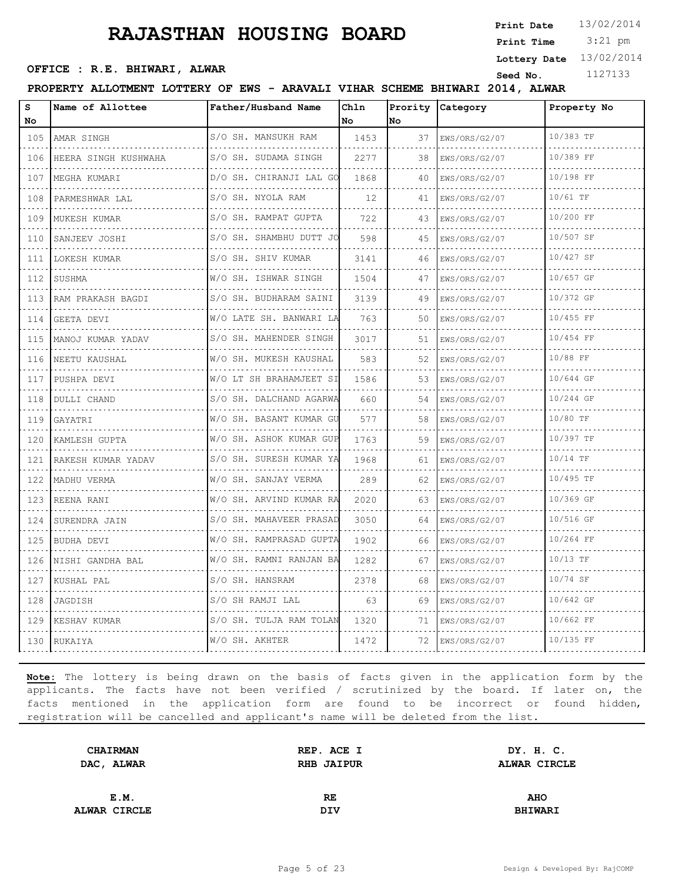# RAJASTHAN HOUSING BOARD

**Print Date** 13/02/2014
**Print Time** 3:21 pm
**Lottery Date** 13/02/2014
**Seed No.** 1127133

**OFFICE : R.E. BHIWARI, ALWAR**

**PROPERTY ALLOTMENT LOTTERY OF EWS - ARAVALI VIHAR SCHEME BHIWARI 2014, ALWAR**

| S No | Name of Allottee | Father/Husband Name | Chln No | Prority No | Category | Property No |
|---|---|---|---|---|---|---|
| 105 | AMAR SINGH | S/O SH. MANSUKH RAM | 1453 | 37 | EWS/ORS/G2/07 | 10/383 TF |
| 106 | HEERA SINGH KUSHWAHA | S/O SH. SUDAMA SINGH | 2277 | 38 | EWS/ORS/G2/07 | 10/389 FF |
| 107 | MEGHA KUMARI | D/O SH. CHIRANJI LAL GO | 1868 | 40 | EWS/ORS/G2/07 | 10/198 FF |
| 108 | PARMESHWAR LAL | S/O SH. NYOLA RAM | 12 | 41 | EWS/ORS/G2/07 | 10/61 TF |
| 109 | MUKESH KUMAR | S/O SH. RAMPAT GUPTA | 722 | 43 | EWS/ORS/G2/07 | 10/200 FF |
| 110 | SANJEEV JOSHI | S/O SH. SHAMBHU DUTT JO | 598 | 45 | EWS/ORS/G2/07 | 10/507 SF |
| 111 | LOKESH KUMAR | S/O SH. SHIV KUMAR | 3141 | 46 | EWS/ORS/G2/07 | 10/427 SF |
| 112 | SUSHMA | W/O SH. ISHWAR SINGH | 1504 | 47 | EWS/ORS/G2/07 | 10/657 GF |
| 113 | RAM PRAKASH BAGDI | S/O SH. BUDHARAM SAINI | 3139 | 49 | EWS/ORS/G2/07 | 10/372 GF |
| 114 | GEETA DEVI | W/O LATE SH. BANWARI LA | 763 | 50 | EWS/ORS/G2/07 | 10/455 FF |
| 115 | MANOJ KUMAR YADAV | S/O SH. MAHENDER SINGH | 3017 | 51 | EWS/ORS/G2/07 | 10/454 FF |
| 116 | NEETU KAUSHAL | W/O SH. MUKESH KAUSHAL | 583 | 52 | EWS/ORS/G2/07 | 10/88 FF |
| 117 | PUSHPA DEVI | W/O LT SH BRAHAMJEET SI | 1586 | 53 | EWS/ORS/G2/07 | 10/644 GF |
| 118 | DULLI CHAND | S/O SH. DALCHAND AGARWA | 660 | 54 | EWS/ORS/G2/07 | 10/244 GF |
| 119 | GAYATRI | W/O SH. BASANT KUMAR GU | 577 | 58 | EWS/ORS/G2/07 | 10/80 TF |
| 120 | KAMLESH GUPTA | W/O SH. ASHOK KUMAR GUP | 1763 | 59 | EWS/ORS/G2/07 | 10/397 TF |
| 121 | RAKESH KUMAR YADAV | S/O SH. SURESH KUMAR YA | 1968 | 61 | EWS/ORS/G2/07 | 10/14 TF |
| 122 | MADHU VERMA | W/O SH. SANJAY VERMA | 289 | 62 | EWS/ORS/G2/07 | 10/495 TF |
| 123 | REENA RANI | W/O SH. ARVIND KUMAR RA | 2020 | 63 | EWS/ORS/G2/07 | 10/369 GF |
| 124 | SURENDRA JAIN | S/O SH. MAHAVEER PRASAD | 3050 | 64 | EWS/ORS/G2/07 | 10/516 GF |
| 125 | BUDHA DEVI | W/O SH. RAMPRASAD GUPTA | 1902 | 66 | EWS/ORS/G2/07 | 10/264 FF |
| 126 | NISHI GANDHA BAL | W/O SH. RAMNI RANJAN BA | 1282 | 67 | EWS/ORS/G2/07 | 10/13 TF |
| 127 | KUSHAL PAL | S/O SH. HANSRAM | 2378 | 68 | EWS/ORS/G2/07 | 10/74 SF |
| 128 | JAGDISH | S/O SH RAMJI LAL | 63 | 69 | EWS/ORS/G2/07 | 10/642 GF |
| 129 | KESHAV KUMAR | S/O SH. TULJA RAM TOLAN | 1320 | 71 | EWS/ORS/G2/07 | 10/662 FF |
| 130 | RUKAIYA | W/O SH. AKHTER | 1472 | 72 | EWS/ORS/G2/07 | 10/135 FF |

**Note:** The lottery is being drawn on the basis of facts given in the application form by the applicants. The facts have not been verified / scrutinized by the board. If later on, the facts mentioned in the application form are found to be incorrect or found hidden, registration will be cancelled and applicant's name will be deleted from the list.

| | | |
|---|---|---|
| **CHAIRMAN** | **REP. ACE I** | **DY. H. C.** |
| **DAC, ALWAR** | **RHB JAIPUR** | **ALWAR CIRCLE** |
| **E.M.** | **RE** | **AHO** |
| **ALWAR CIRCLE** | **DIV** | **BHIWARI** |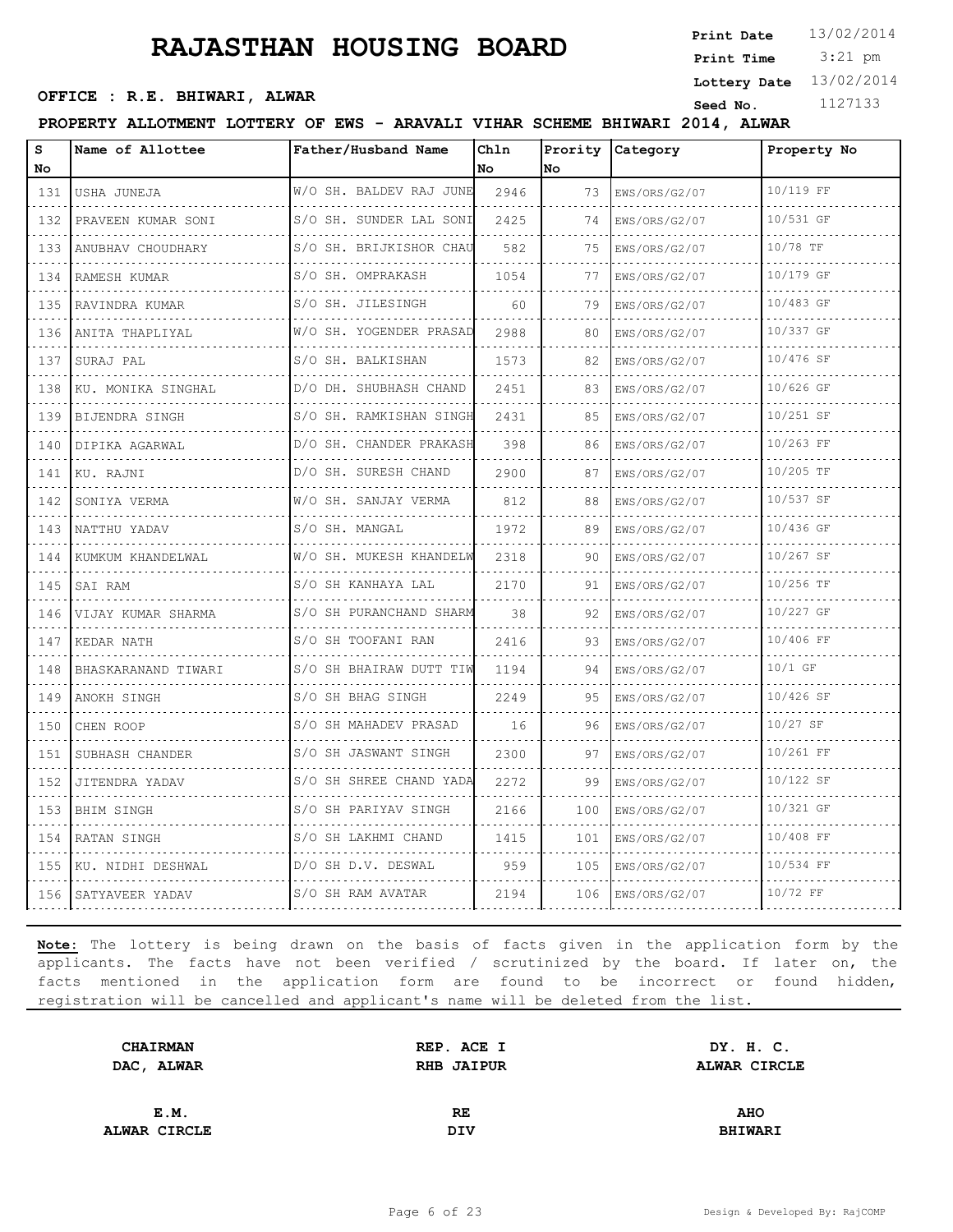# RAJASTHAN HOUSING BOARD

**Print Date** 13/02/2014
**Print Time** 3:21 pm
**Lottery Date** 13/02/2014
**Seed No.** 1127133

**OFFICE : R.E. BHIWARI, ALWAR**

**PROPERTY ALLOTMENT LOTTERY OF EWS - ARAVALI VIHAR SCHEME BHIWARI 2014, ALWAR**

| S No | Name of Allottee | Father/Husband Name | Chln No | Prority No | Category | Property No |
|---|---|---|---|---|---|---|
| 131 | USHA JUNEJA | W/O SH. BALDEV RAJ JUNE | 2946 | 73 | EWS/ORS/G2/07 | 10/119 FF |
| 132 | PRAVEEN KUMAR SONI | S/O SH. SUNDER LAL SONI | 2425 | 74 | EWS/ORS/G2/07 | 10/531 GF |
| 133 | ANUBHAV CHOUDHARY | S/O SH. BRIJKISHOR CHAU | 582 | 75 | EWS/ORS/G2/07 | 10/78 TF |
| 134 | RAMESH KUMAR | S/O SH. OMPRAKASH | 1054 | 77 | EWS/ORS/G2/07 | 10/179 GF |
| 135 | RAVINDRA KUMAR | S/O SH. JILESINGH | 60 | 79 | EWS/ORS/G2/07 | 10/483 GF |
| 136 | ANITA THAPLIYAL | W/O SH. YOGENDER PRASAD | 2988 | 80 | EWS/ORS/G2/07 | 10/337 GF |
| 137 | SURAJ PAL | S/O SH. BALKISHAN | 1573 | 82 | EWS/ORS/G2/07 | 10/476 SF |
| 138 | KU. MONIKA SINGHAL | D/O DH. SHUBHASH CHAND | 2451 | 83 | EWS/ORS/G2/07 | 10/626 GF |
| 139 | BIJENDRA SINGH | S/O SH. RAMKISHAN SINGH | 2431 | 85 | EWS/ORS/G2/07 | 10/251 SF |
| 140 | DIPIKA AGARWAL | D/O SH. CHANDER PRAKASH | 398 | 86 | EWS/ORS/G2/07 | 10/263 FF |
| 141 | KU. RAJNI | D/O SH. SURESH CHAND | 2900 | 87 | EWS/ORS/G2/07 | 10/205 TF |
| 142 | SONIYA VERMA | W/O SH. SANJAY VERMA | 812 | 88 | EWS/ORS/G2/07 | 10/537 SF |
| 143 | NATTHU YADAV | S/O SH. MANGAL | 1972 | 89 | EWS/ORS/G2/07 | 10/436 GF |
| 144 | KUMKUM KHANDELWAL | W/O SH. MUKESH KHANDELW | 2318 | 90 | EWS/ORS/G2/07 | 10/267 SF |
| 145 | SAI RAM | S/O SH KANHAYA LAL | 2170 | 91 | EWS/ORS/G2/07 | 10/256 TF |
| 146 | VIJAY KUMAR SHARMA | S/O SH PURANCHAND SHARM | 38 | 92 | EWS/ORS/G2/07 | 10/227 GF |
| 147 | KEDAR NATH | S/O SH TOOFANI RAN | 2416 | 93 | EWS/ORS/G2/07 | 10/406 FF |
| 148 | BHASKARANAND TIWARI | S/O SH BHAIRAW DUTT TIW | 1194 | 94 | EWS/ORS/G2/07 | 10/1 GF |
| 149 | ANOKH SINGH | S/O SH BHAG SINGH | 2249 | 95 | EWS/ORS/G2/07 | 10/426 SF |
| 150 | CHEN ROOP | S/O SH MAHADEV PRASAD | 16 | 96 | EWS/ORS/G2/07 | 10/27 SF |
| 151 | SUBHASH CHANDER | S/O SH JASWANT SINGH | 2300 | 97 | EWS/ORS/G2/07 | 10/261 FF |
| 152 | JITENDRA YADAV | S/O SH SHREE CHAND YADA | 2272 | 99 | EWS/ORS/G2/07 | 10/122 SF |
| 153 | BHIM SINGH | S/O SH PARIYAV SINGH | 2166 | 100 | EWS/ORS/G2/07 | 10/321 GF |
| 154 | RATAN SINGH | S/O SH LAKHMI CHAND | 1415 | 101 | EWS/ORS/G2/07 | 10/408 FF |
| 155 | KU. NIDHI DESHWAL | D/O SH D.V. DESWAL | 959 | 105 | EWS/ORS/G2/07 | 10/534 FF |
| 156 | SATYAVEER YADAV | S/O SH RAM AVATAR | 2194 | 106 | EWS/ORS/G2/07 | 10/72 FF |

**Note:** The lottery is being drawn on the basis of facts given in the application form by the applicants. The facts have not been verified / scrutinized by the board. If later on, the facts mentioned in the application form are found to be incorrect or found hidden, registration will be cancelled and applicant's name will be deleted from the list.

| | | |
|---|---|---|
| **CHAIRMAN DAC, ALWAR** | **REP. ACE I RHB JAIPUR** | **DY. H. C. ALWAR CIRCLE** |
| **E.M. ALWAR CIRCLE** | **RE DIV** | **AHO BHIWARI** |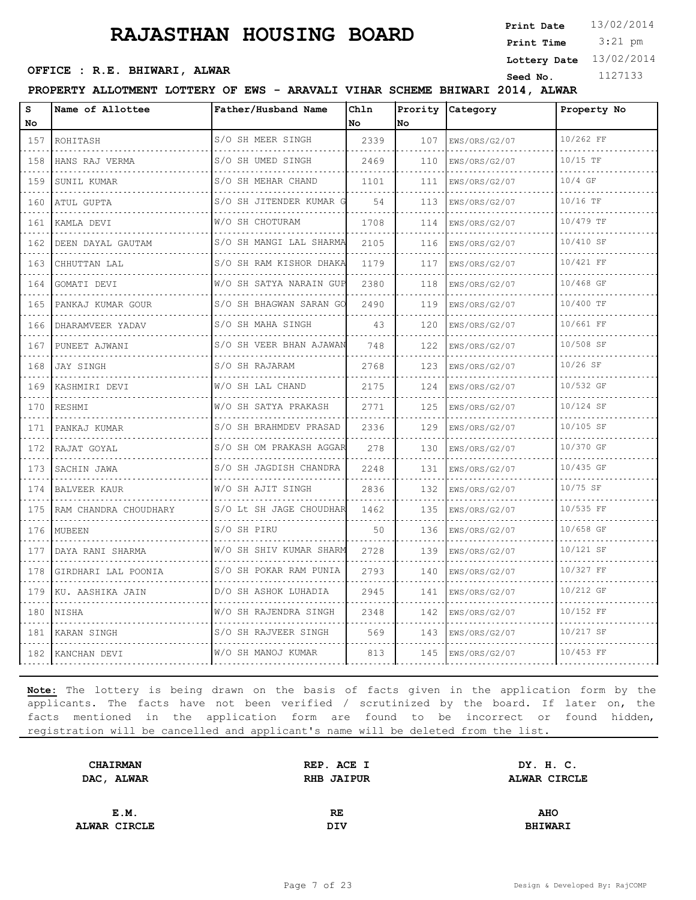# RAJASTHAN HOUSING BOARD

**Print Date** 13/02/2014
**Print Time** 3:21 pm
**Lottery Date** 13/02/2014
**Seed No.** 1127133

**OFFICE : R.E. BHIWARI, ALWAR**

**PROPERTY ALLOTMENT LOTTERY OF EWS - ARAVALI VIHAR SCHEME BHIWARI 2014, ALWAR**

| S No | Name of Allottee | Father/Husband Name | Chln No | Prority No | Category | Property No |
|---|---|---|---|---|---|---|
| 157 | ROHITASH | S/O SH MEER SINGH | 2339 | 107 | EWS/ORS/G2/07 | 10/262 FF |
| 158 | HANS RAJ VERMA | S/O SH UMED SINGH | 2469 | 110 | EWS/ORS/G2/07 | 10/15 TF |
| 159 | SUNIL KUMAR | S/O SH MEHAR CHAND | 1101 | 111 | EWS/ORS/G2/07 | 10/4 GF |
| 160 | ATUL GUPTA | S/O SH JITENDER KUMAR G | 54 | 113 | EWS/ORS/G2/07 | 10/16 TF |
| 161 | KAMLA DEVI | W/O SH CHOTURAM | 1708 | 114 | EWS/ORS/G2/07 | 10/479 TF |
| 162 | DEEN DAYAL GAUTAM | S/O SH MANGI LAL SHARMA | 2105 | 116 | EWS/ORS/G2/07 | 10/410 SF |
| 163 | CHHUTTAN LAL | S/O SH RAM KISHOR DHAKA | 1179 | 117 | EWS/ORS/G2/07 | 10/421 FF |
| 164 | GOMATI DEVI | W/O SH SATYA NARAIN GUP | 2380 | 118 | EWS/ORS/G2/07 | 10/468 GF |
| 165 | PANKAJ KUMAR GOUR | S/O SH BHAGWAN SARAN GO | 2490 | 119 | EWS/ORS/G2/07 | 10/400 TF |
| 166 | DHARAMVEER YADAV | S/O SH MAHA SINGH | 43 | 120 | EWS/ORS/G2/07 | 10/661 FF |
| 167 | PUNEET AJWANI | S/O SH VEER BHAN AJAWAN | 748 | 122 | EWS/ORS/G2/07 | 10/508 SF |
| 168 | JAY SINGH | S/O SH RAJARAM | 2768 | 123 | EWS/ORS/G2/07 | 10/26 SF |
| 169 | KASHMIRI DEVI | W/O SH LAL CHAND | 2175 | 124 | EWS/ORS/G2/07 | 10/532 GF |
| 170 | RESHMI | W/O SH SATYA PRAKASH | 2771 | 125 | EWS/ORS/G2/07 | 10/124 SF |
| 171 | PANKAJ KUMAR | S/O SH BRAHMDEV PRASAD | 2336 | 129 | EWS/ORS/G2/07 | 10/105 SF |
| 172 | RAJAT GOYAL | S/O SH OM PRAKASH AGGAR | 278 | 130 | EWS/ORS/G2/07 | 10/370 GF |
| 173 | SACHIN JAWA | S/O SH JAGDISH CHANDRA | 2248 | 131 | EWS/ORS/G2/07 | 10/435 GF |
| 174 | BALVEER KAUR | W/O SH AJIT SINGH | 2836 | 132 | EWS/ORS/G2/07 | 10/75 SF |
| 175 | RAM CHANDRA CHOUDHARY | S/O Lt SH JAGE CHOUDHAR | 1462 | 135 | EWS/ORS/G2/07 | 10/535 FF |
| 176 | MUBEEN | S/O SH PIRU | 50 | 136 | EWS/ORS/G2/07 | 10/658 GF |
| 177 | DAYA RANI SHARMA | W/O SH SHIV KUMAR SHARM | 2728 | 139 | EWS/ORS/G2/07 | 10/121 SF |
| 178 | GIRDHARI LAL POONIA | S/O SH POKAR RAM PUNIA | 2793 | 140 | EWS/ORS/G2/07 | 10/327 FF |
| 179 | KU. AASHIKA JAIN | D/O SH ASHOK LUHADIA | 2945 | 141 | EWS/ORS/G2/07 | 10/212 GF |
| 180 | NISHA | W/O SH RAJENDRA SINGH | 2348 | 142 | EWS/ORS/G2/07 | 10/152 FF |
| 181 | KARAN SINGH | S/O SH RAJVEER SINGH | 569 | 143 | EWS/ORS/G2/07 | 10/217 SF |
| 182 | KANCHAN DEVI | W/O SH MANOJ KUMAR | 813 | 145 | EWS/ORS/G2/07 | 10/453 FF |

**Note:** The lottery is being drawn on the basis of facts given in the application form by the applicants. The facts have not been verified / scrutinized by the board. If later on, the facts mentioned in the application form are found to be incorrect or found hidden, registration will be cancelled and applicant's name will be deleted from the list.

| | | |
|---|---|---|
| **CHAIRMAN** | **REP. ACE I** | **DY. H. C.** |
| **DAC, ALWAR** | **RHB JAIPUR** | **ALWAR CIRCLE** |
| **E.M.** | **RE** | **AHO** |
| **ALWAR CIRCLE** | **DIV** | **BHIWARI** |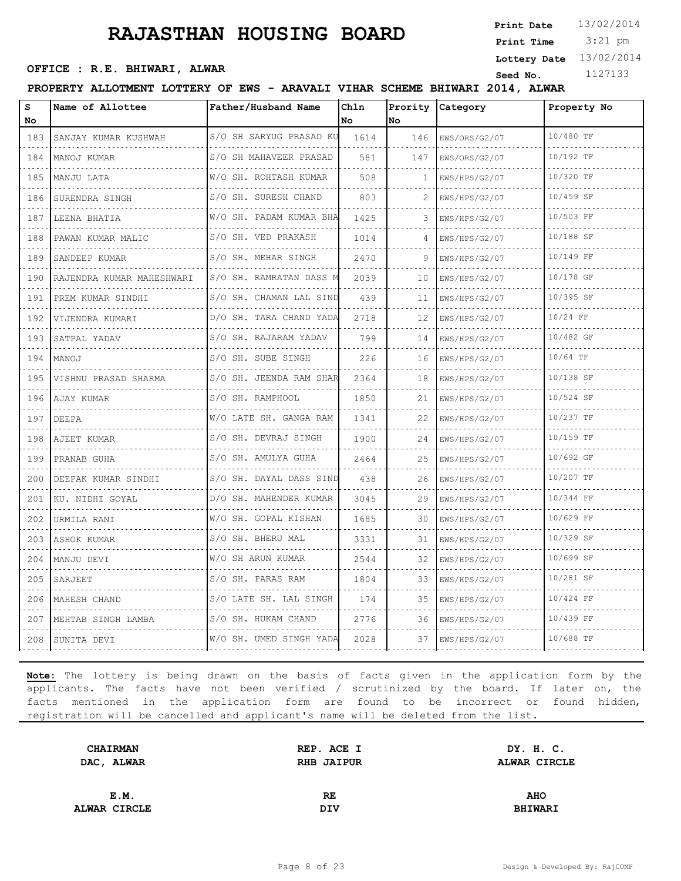# RAJASTHAN HOUSING BOARD

**Print Date** 13/02/2014
**Print Time** 3:21 pm
**Lottery Date** 13/02/2014
**Seed No.** 1127133

**OFFICE : R.E. BHIWARI, ALWAR**

**PROPERTY ALLOTMENT LOTTERY OF EWS - ARAVALI VIHAR SCHEME BHIWARI 2014, ALWAR**

| S No | Name of Allottee | Father/Husband Name | Chln No | Prority No | Category | Property No |
|---|---|---|---|---|---|---|
| 183 | SANJAY KUMAR KUSHWAH | S/O SH SARYUG PRASAD KU | 1614 | 146 | EWS/ORS/G2/07 | 10/480 TF |
| 184 | MANOJ KUMAR | S/O SH MAHAVEER PRASAD | 581 | 147 | EWS/ORS/G2/07 | 10/192 TF |
| 185 | MANJU LATA | W/O SH. ROHTASH KUMAR | 508 | 1 | EWS/HPS/G2/07 | 10/320 TF |
| 186 | SURENDRA SINGH | S/O SH. SURESH CHAND | 803 | 2 | EWS/HPS/G2/07 | 10/459 SF |
| 187 | LEENA BHATIA | W/O SH. PADAM KUMAR BHA | 1425 | 3 | EWS/HPS/G2/07 | 10/503 FF |
| 188 | PAWAN KUMAR MALIC | S/O SH. VED PRAKASH | 1014 | 4 | EWS/HPS/G2/07 | 10/188 SF |
| 189 | SANDEEP KUMAR | S/O SH. MEHAR SINGH | 2470 | 9 | EWS/HPS/G2/07 | 10/149 FF |
| 190 | RAJENDRA KUMAR MAHESHWARI | S/O SH. RAMRATAN DASS M | 2039 | 10 | EWS/HPS/G2/07 | 10/178 GF |
| 191 | PREM KUMAR SINDHI | S/O SH. CHAMAN LAL SIND | 439 | 11 | EWS/HPS/G2/07 | 10/395 SF |
| 192 | VIJENDRA KUMARI | D/O SH. TARA CHAND YADA | 2718 | 12 | EWS/HPS/G2/07 | 10/24 FF |
| 193 | SATPAL YADAV | S/O SH. RAJARAM YADAV | 799 | 14 | EWS/HPS/G2/07 | 10/482 GF |
| 194 | MANOJ | S/O SH. SUBE SINGH | 226 | 16 | EWS/HPS/G2/07 | 10/64 TF |
| 195 | VISHNU PRASAD SHARMA | S/O SH. JEENDA RAM SHAR | 2364 | 18 | EWS/HPS/G2/07 | 10/138 SF |
| 196 | AJAY KUMAR | S/O SH. RAMPHOOL | 1850 | 21 | EWS/HPS/G2/07 | 10/524 SF |
| 197 | DEEPA | W/O LATE SH. GANGA RAM | 1341 | 22 | EWS/HPS/G2/07 | 10/237 TF |
| 198 | AJEET KUMAR | S/O SH. DEVRAJ SINGH | 1900 | 24 | EWS/HPS/G2/07 | 10/159 TF |
| 199 | PRANAB GUHA | S/O SH. AMULYA GUHA | 2464 | 25 | EWS/HPS/G2/07 | 10/692 GF |
| 200 | DEEPAK KUMAR SINDHI | S/O SH. DAYAL DASS SIND | 438 | 26 | EWS/HPS/G2/07 | 10/207 TF |
| 201 | KU. NIDHI GOYAL | D/O SH. MAHENDER KUMAR | 3045 | 29 | EWS/HPS/G2/07 | 10/344 FF |
| 202 | URMILA RANI | W/O SH. GOPAL KISHAN | 1685 | 30 | EWS/HPS/G2/07 | 10/629 FF |
| 203 | ASHOK KUMAR | S/O SH. BHERU MAL | 3331 | 31 | EWS/HPS/G2/07 | 10/329 SF |
| 204 | MANJU DEVI | W/O SH ARUN KUMAR | 2544 | 32 | EWS/HPS/G2/07 | 10/699 SF |
| 205 | SARJEET | S/O SH. PARAS RAM | 1804 | 33 | EWS/HPS/G2/07 | 10/281 SF |
| 206 | MAHESH CHAND | S/O LATE SH. LAL SINGH | 174 | 35 | EWS/HPS/G2/07 | 10/424 FF |
| 207 | MEHTAB SINGH LAMBA | S/O SH. HUKAM CHAND | 2776 | 36 | EWS/HPS/G2/07 | 10/439 FF |
| 208 | SUNITA DEVI | W/O SH. UMED SINGH YADA | 2028 | 37 | EWS/HPS/G2/07 | 10/688 TF |

**Note:** The lottery is being drawn on the basis of facts given in the application form by the applicants. The facts have not been verified / scrutinized by the board. If later on, the facts mentioned in the application form are found to be incorrect or found hidden, registration will be cancelled and applicant's name will be deleted from the list.

| **CHAIRMAN** | **REP. ACE I** | **DY. H. C.** |
|---|---|---|
| **DAC, ALWAR** | **RHB JAIPUR** | **ALWAR CIRCLE** |
| **E.M.** | **RE** | **AHO** |
| **ALWAR CIRCLE** | **DIV** | **BHIWARI** |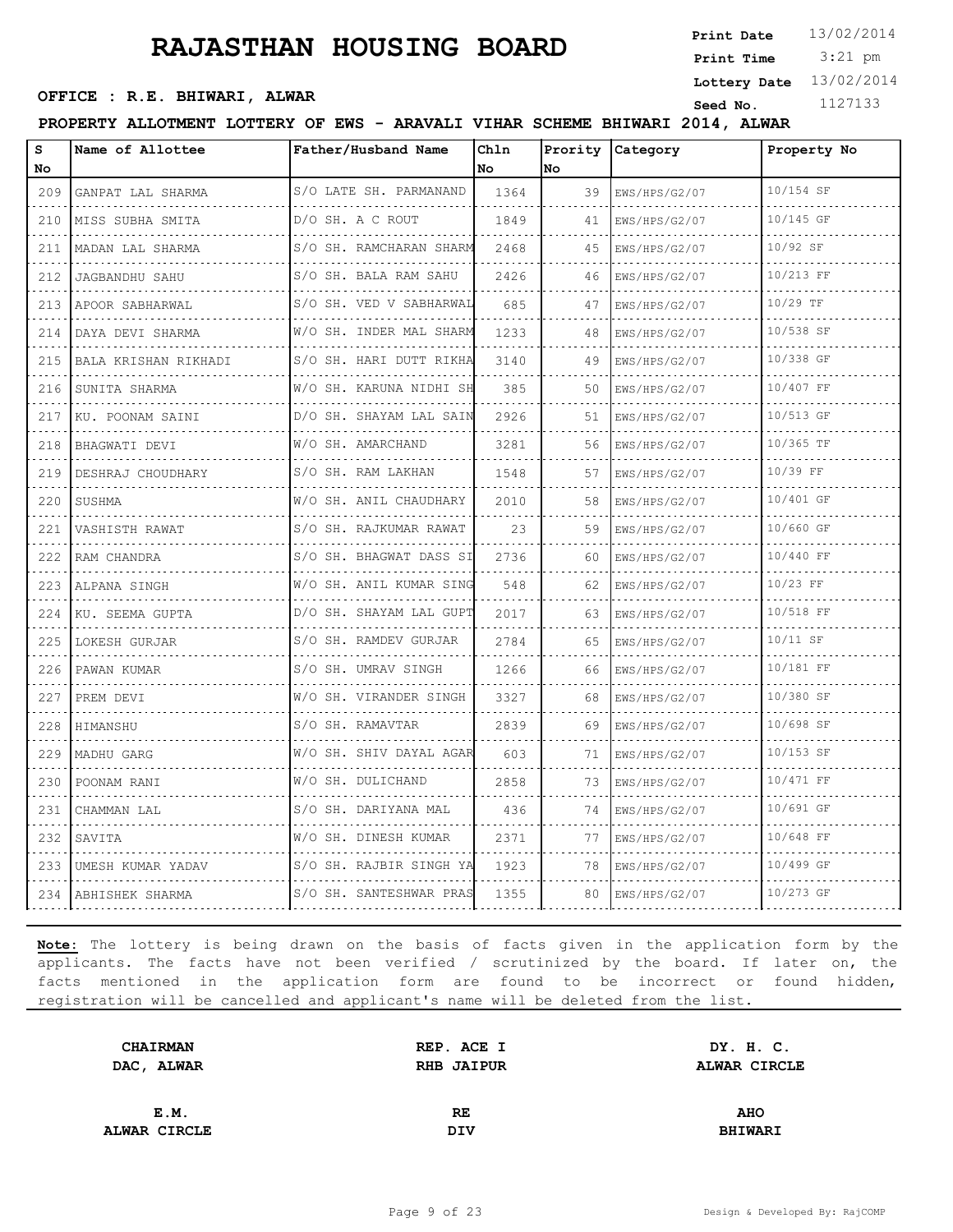# RAJASTHAN HOUSING BOARD

**Print Date** 13/02/2014
**Print Time** 3:21 pm
**Lottery Date** 13/02/2014
**Seed No.** 1127133

**OFFICE : R.E. BHIWARI, ALWAR**

**PROPERTY ALLOTMENT LOTTERY OF EWS - ARAVALI VIHAR SCHEME BHIWARI 2014, ALWAR**

| S No | Name of Allottee | Father/Husband Name | Chln No | Prority No | Category | Property No |
|---|---|---|---|---|---|---|
| 209 | GANPAT LAL SHARMA | S/O LATE SH. PARMANAND | 1364 | 39 | EWS/HPS/G2/07 | 10/154 SF |
| 210 | MISS SUBHA SMITA | D/O SH. A C ROUT | 1849 | 41 | EWS/HPS/G2/07 | 10/145 GF |
| 211 | MADAN LAL SHARMA | S/O SH. RAMCHARAN SHARM | 2468 | 45 | EWS/HPS/G2/07 | 10/92 SF |
| 212 | JAGBANDHU SAHU | S/O SH. BALA RAM SAHU | 2426 | 46 | EWS/HPS/G2/07 | 10/213 FF |
| 213 | APOOR SABHARWAL | S/O SH. VED V SABHARWAL | 685 | 47 | EWS/HPS/G2/07 | 10/29 TF |
| 214 | DAYA DEVI SHARMA | W/O SH. INDER MAL SHARM | 1233 | 48 | EWS/HPS/G2/07 | 10/538 SF |
| 215 | BALA KRISHAN RIKHADI | S/O SH. HARI DUTT RIKHA | 3140 | 49 | EWS/HPS/G2/07 | 10/338 GF |
| 216 | SUNITA SHARMA | W/O SH. KARUNA NIDHI SH | 385 | 50 | EWS/HPS/G2/07 | 10/407 FF |
| 217 | KU. POONAM SAINI | D/O SH. SHAYAM LAL SAIN | 2926 | 51 | EWS/HPS/G2/07 | 10/513 GF |
| 218 | BHAGWATI DEVI | W/O SH. AMARCHAND | 3281 | 56 | EWS/HPS/G2/07 | 10/365 TF |
| 219 | DESHRAJ CHOUDHARY | S/O SH. RAM LAKHAN | 1548 | 57 | EWS/HPS/G2/07 | 10/39 FF |
| 220 | SUSHMA | W/O SH. ANIL CHAUDHARY | 2010 | 58 | EWS/HPS/G2/07 | 10/401 GF |
| 221 | VASHISTH RAWAT | S/O SH. RAJKUMAR RAWAT | 23 | 59 | EWS/HPS/G2/07 | 10/660 GF |
| 222 | RAM CHANDRA | S/O SH. BHAGWAT DASS SI | 2736 | 60 | EWS/HPS/G2/07 | 10/440 FF |
| 223 | ALPANA SINGH | W/O SH. ANIL KUMAR SING | 548 | 62 | EWS/HPS/G2/07 | 10/23 FF |
| 224 | KU. SEEMA GUPTA | D/O SH. SHAYAM LAL GUPT | 2017 | 63 | EWS/HPS/G2/07 | 10/518 FF |
| 225 | LOKESH GURJAR | S/O SH. RAMDEV GURJAR | 2784 | 65 | EWS/HPS/G2/07 | 10/11 SF |
| 226 | PAWAN KUMAR | S/O SH. UMRAV SINGH | 1266 | 66 | EWS/HPS/G2/07 | 10/181 FF |
| 227 | PREM DEVI | W/O SH. VIRANDER SINGH | 3327 | 68 | EWS/HPS/G2/07 | 10/380 SF |
| 228 | HIMANSHU | S/O SH. RAMAVTAR | 2839 | 69 | EWS/HPS/G2/07 | 10/698 SF |
| 229 | MADHU GARG | W/O SH. SHIV DAYAL AGAR | 603 | 71 | EWS/HPS/G2/07 | 10/153 SF |
| 230 | POONAM RANI | W/O SH. DULICHAND | 2858 | 73 | EWS/HPS/G2/07 | 10/471 FF |
| 231 | CHAMMAN LAL | S/O SH. DARIYANA MAL | 436 | 74 | EWS/HPS/G2/07 | 10/691 GF |
| 232 | SAVITA | W/O SH. DINESH KUMAR | 2371 | 77 | EWS/HPS/G2/07 | 10/648 FF |
| 233 | UMESH KUMAR YADAV | S/O SH. RAJBIR SINGH YA | 1923 | 78 | EWS/HPS/G2/07 | 10/499 GF |
| 234 | ABHISHEK SHARMA | S/O SH. SANTESHWAR PRAS | 1355 | 80 | EWS/HPS/G2/07 | 10/273 GF |

**Note:** The lottery is being drawn on the basis of facts given in the application form by the applicants. The facts have not been verified / scrutinized by the board. If later on, the facts mentioned in the application form are found to be incorrect or found hidden, registration will be cancelled and applicant's name will be deleted from the list.

| **CHAIRMAN DAC, ALWAR** | **REP. ACE I RHB JAIPUR** | **DY. H. C. ALWAR CIRCLE** |
|---|---|---|
| **E.M. ALWAR CIRCLE** | **RE DIV** | **AHO BHIWARI** |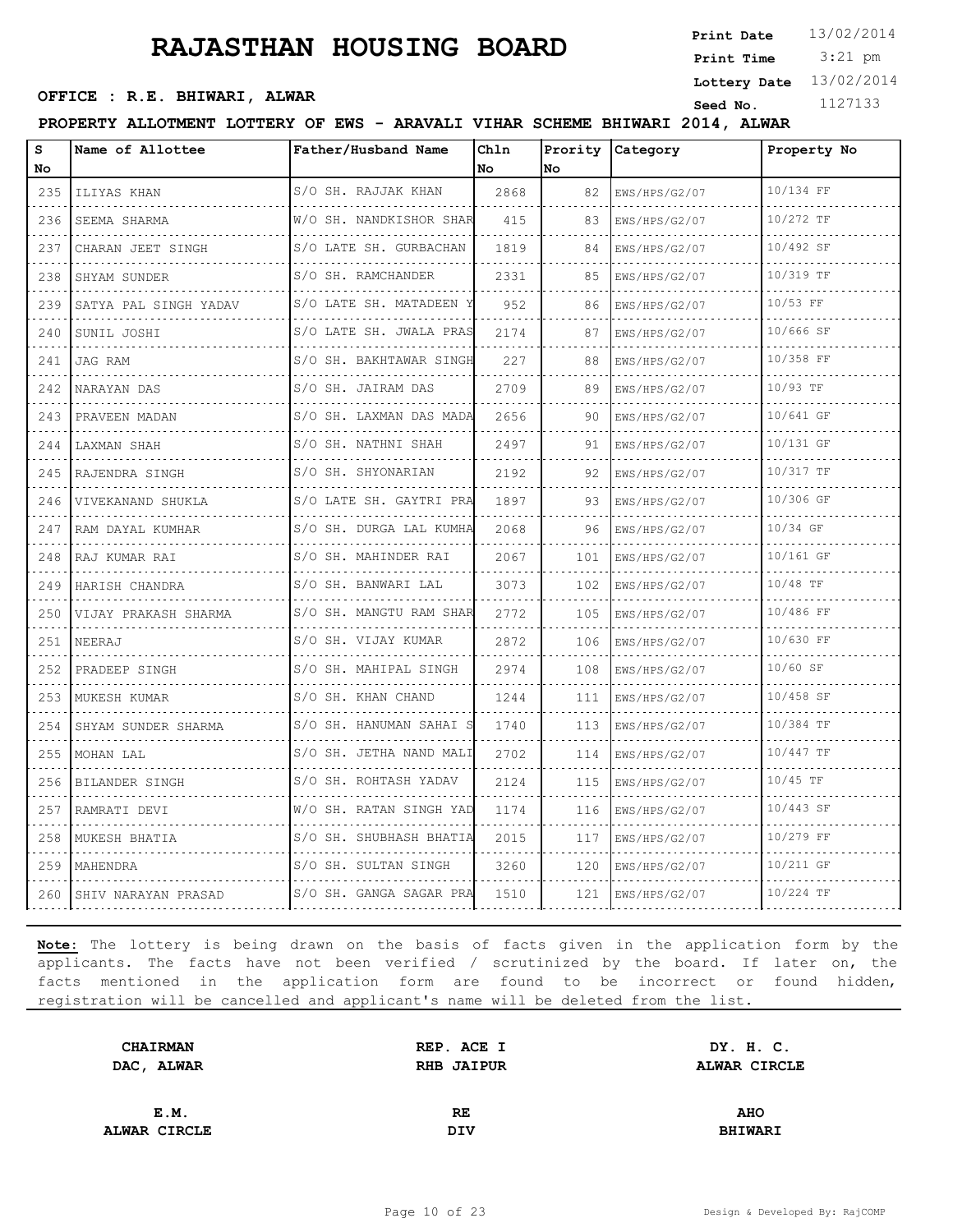# RAJASTHAN HOUSING BOARD

**OFFICE : R.E. BHIWARI, ALWAR**

**Print Date** 13/02/2014
**Print Time** 3:21 pm
**Lottery Date** 13/02/2014
**Seed No.** 1127133

**PROPERTY ALLOTMENT LOTTERY OF EWS - ARAVALI VIHAR SCHEME BHIWARI 2014, ALWAR**

| S No | Name of Allottee | Father/Husband Name | Chln No | Prority No | Category | Property No |
|---|---|---|---|---|---|---|
| 235 | ILIYAS KHAN | S/O SH. RAJJAK KHAN | 2868 | 82 | EWS/HPS/G2/07 | 10/134 FF |
| 236 | SEEMA SHARMA | W/O SH. NANDKISHOR SHAR | 415 | 83 | EWS/HPS/G2/07 | 10/272 TF |
| 237 | CHARAN JEET SINGH | S/O LATE SH. GURBACHAN | 1819 | 84 | EWS/HPS/G2/07 | 10/492 SF |
| 238 | SHYAM SUNDER | S/O SH. RAMCHANDER | 2331 | 85 | EWS/HPS/G2/07 | 10/319 TF |
| 239 | SATYA PAL SINGH YADAV | S/O LATE SH. MATADEEN Y | 952 | 86 | EWS/HPS/G2/07 | 10/53 FF |
| 240 | SUNIL JOSHI | S/O LATE SH. JWALA PRAS | 2174 | 87 | EWS/HPS/G2/07 | 10/666 SF |
| 241 | JAG RAM | S/O SH. BAKHTAWAR SINGH | 227 | 88 | EWS/HPS/G2/07 | 10/358 FF |
| 242 | NARAYAN DAS | S/O SH. JAIRAM DAS | 2709 | 89 | EWS/HPS/G2/07 | 10/93 TF |
| 243 | PRAVEEN MADAN | S/O SH. LAXMAN DAS MADA | 2656 | 90 | EWS/HPS/G2/07 | 10/641 GF |
| 244 | LAXMAN SHAH | S/O SH. NATHNI SHAH | 2497 | 91 | EWS/HPS/G2/07 | 10/131 GF |
| 245 | RAJENDRA SINGH | S/O SH. SHYONARIAN | 2192 | 92 | EWS/HPS/G2/07 | 10/317 TF |
| 246 | VIVEKANAND SHUKLA | S/O LATE SH. GAYTRI PRA | 1897 | 93 | EWS/HPS/G2/07 | 10/306 GF |
| 247 | RAM DAYAL KUMHAR | S/O SH. DURGA LAL KUMHA | 2068 | 96 | EWS/HPS/G2/07 | 10/34 GF |
| 248 | RAJ KUMAR RAI | S/O SH. MAHINDER RAI | 2067 | 101 | EWS/HPS/G2/07 | 10/161 GF |
| 249 | HARISH CHANDRA | S/O SH. BANWARI LAL | 3073 | 102 | EWS/HPS/G2/07 | 10/48 TF |
| 250 | VIJAY PRAKASH SHARMA | S/O SH. MANGTU RAM SHAR | 2772 | 105 | EWS/HPS/G2/07 | 10/486 FF |
| 251 | NEERAJ | S/O SH. VIJAY KUMAR | 2872 | 106 | EWS/HPS/G2/07 | 10/630 FF |
| 252 | PRADEEP SINGH | S/O SH. MAHIPAL SINGH | 2974 | 108 | EWS/HPS/G2/07 | 10/60 SF |
| 253 | MUKESH KUMAR | S/O SH. KHAN CHAND | 1244 | 111 | EWS/HPS/G2/07 | 10/458 SF |
| 254 | SHYAM SUNDER SHARMA | S/O SH. HANUMAN SAHAI S | 1740 | 113 | EWS/HPS/G2/07 | 10/384 TF |
| 255 | MOHAN LAL | S/O SH. JETHA NAND MALI | 2702 | 114 | EWS/HPS/G2/07 | 10/447 TF |
| 256 | BILANDER SINGH | S/O SH. ROHTASH YADAV | 2124 | 115 | EWS/HPS/G2/07 | 10/45 TF |
| 257 | RAMRATI DEVI | W/O SH. RATAN SINGH YAD | 1174 | 116 | EWS/HPS/G2/07 | 10/443 SF |
| 258 | MUKESH BHATIA | S/O SH. SHUBHASH BHATIA | 2015 | 117 | EWS/HPS/G2/07 | 10/279 FF |
| 259 | MAHENDRA | S/O SH. SULTAN SINGH | 3260 | 120 | EWS/HPS/G2/07 | 10/211 GF |
| 260 | SHIV NARAYAN PRASAD | S/O SH. GANGA SAGAR PRA | 1510 | 121 | EWS/HPS/G2/07 | 10/224 TF |

**Note:** The lottery is being drawn on the basis of facts given in the application form by the applicants. The facts have not been verified / scrutinized by the board. If later on, the facts mentioned in the application form are found to be incorrect or found hidden, registration will be cancelled and applicant's name will be deleted from the list.

| | | |
|---|---|---|
| **CHAIRMAN** | **REP. ACE I** | **DY. H. C.** |
| **DAC, ALWAR** | **RHB JAIPUR** | **ALWAR CIRCLE** |
| **E.M.** | **RE** | **AHO** |
| **ALWAR CIRCLE** | **DIV** | **BHIWARI** |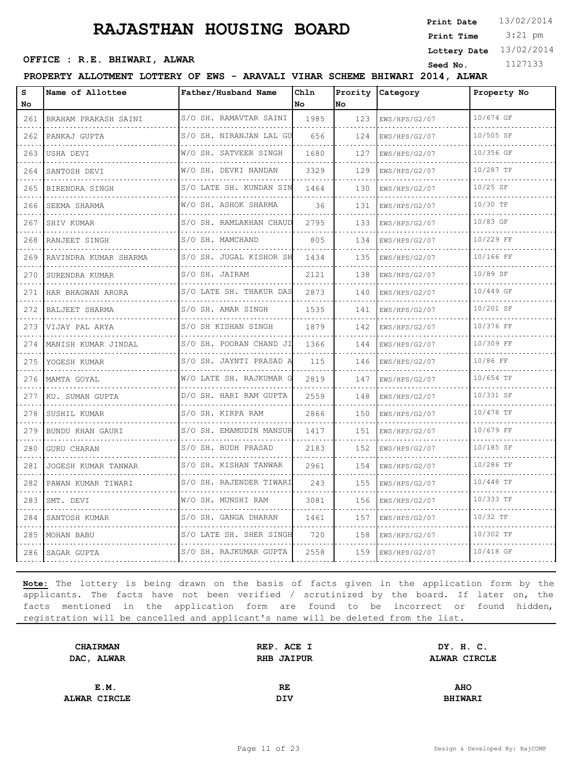# RAJASTHAN HOUSING BOARD

**Print Date** 13/02/2014
**Print Time** 3:21 pm
**Lottery Date** 13/02/2014
**Seed No.** 1127133

**OFFICE : R.E. BHIWARI, ALWAR**

**PROPERTY ALLOTMENT LOTTERY OF EWS - ARAVALI VIHAR SCHEME BHIWARI 2014, ALWAR**

| S No | Name of Allottee | Father/Husband Name | Chln No | Prority No | Category | Property No |
|---|---|---|---|---|---|---|
| 261 | BRAHAM PRAKASH SAINI | S/O SH. RAMAVTAR SAINI | 1985 | 123 | EWS/HPS/G2/07 | 10/674 GF |
| 262 | PANKAJ GUPTA | S/O SH. NIRANJAN LAL GU | 656 | 124 | EWS/HPS/G2/07 | 10/505 SF |
| 263 | USHA DEVI | W/O SH. SATVEER SINGH | 1680 | 127 | EWS/HPS/G2/07 | 10/356 GF |
| 264 | SANTOSH DEVI | W/O SH. DEVKI NANDAN | 3329 | 129 | EWS/HPS/G2/07 | 10/287 TF |
| 265 | BIRENDRA SINGH | S/O LATE SH. KUNDAN SIN | 1464 | 130 | EWS/HPS/G2/07 | 10/25 SF |
| 266 | SEEMA SHARMA | W/O SH. ASHOK SHARMA | 36 | 131 | EWS/HPS/G2/07 | 10/30 TF |
| 267 | SHIV KUMAR | S/O SH. RAMLAKHAN CHAUD | 2795 | 133 | EWS/HPS/G2/07 | 10/83 GF |
| 268 | RANJEET SINGH | S/O SH. MAMCHAND | 805 | 134 | EWS/HPS/G2/07 | 10/229 FF |
| 269 | RAVINDRA KUMAR SHARMA | S/O SH. JUGAL KISHOR SH | 1434 | 135 | EWS/HPS/G2/07 | 10/166 FF |
| 270 | SURENDRA KUMAR | S/O SH. JAIRAM | 2121 | 138 | EWS/HPS/G2/07 | 10/89 SF |
| 271 | HAR BHAGWAN ARORA | S/O LATE SH. THAKUR DAS | 2873 | 140 | EWS/HPS/G2/07 | 10/449 GF |
| 272 | BALJEET SHARMA | S/O SH. AMAR SINGH | 1535 | 141 | EWS/HPS/G2/07 | 10/201 SF |
| 273 | VIJAY PAL ARYA | S/O SH KISHAN SINGH | 1879 | 142 | EWS/HPS/G2/07 | 10/376 FF |
| 274 | MANISH KUMAR JINDAL | S/O SH. POORAN CHAND JI | 1366 | 144 | EWS/HPS/G2/07 | 10/309 FF |
| 275 | YOGESH KUMAR | S/O SH. JAYNTI PRASAD A | 115 | 146 | EWS/HPS/G2/07 | 10/86 FF |
| 276 | MAMTA GOYAL | W/O LATE SH. RAJKUMAR G | 2819 | 147 | EWS/HPS/G2/07 | 10/654 TF |
| 277 | KU. SUMAN GUPTA | D/O SH. HARI RAM GUPTA | 2559 | 148 | EWS/HPS/G2/07 | 10/331 SF |
| 278 | SUSHIL KUMAR | S/O SH. KIRPA RAM | 2866 | 150 | EWS/HPS/G2/07 | 10/478 TF |
| 279 | BUNDU KHAN GAURI | S/O SH. EMAMUDIN MANSUR | 1417 | 151 | EWS/HPS/G2/07 | 10/679 FF |
| 280 | GURU CHARAN | S/O SH. BUDH PRASAD | 2183 | 152 | EWS/HPS/G2/07 | 10/185 SF |
| 281 | JOGESH KUMAR TANWAR | S/O SH. KISHAN TANWAR | 2961 | 154 | EWS/HPS/G2/07 | 10/286 TF |
| 282 | PAWAN KUMAR TIWARI | S/O SH. RAJENDER TIWARI | 243 | 155 | EWS/HPS/G2/07 | 10/448 TF |
| 283 | SMT. DEVI | W/O SH. MUNSHI RAM | 3081 | 156 | EWS/HPS/G2/07 | 10/333 TF |
| 284 | SANTOSH KUMAR | S/O SH. GANGA DHARAN | 1461 | 157 | EWS/HPS/G2/07 | 10/32 TF |
| 285 | MOHAN BABU | S/O LATE SH. SHER SINGH | 720 | 158 | EWS/HPS/G2/07 | 10/302 TF |
| 286 | SAGAR GUPTA | S/O SH. RAJKUMAR GUPTA | 2558 | 159 | EWS/HPS/G2/07 | 10/418 GF |

**Note:** The lottery is being drawn on the basis of facts given in the application form by the applicants. The facts have not been verified / scrutinized by the board. If later on, the facts mentioned in the application form are found to be incorrect or found hidden, registration will be cancelled and applicant's name will be deleted from the list.

| CHAIRMAN<br>DAC, ALWAR | REP. ACE I<br>RHB JAIPUR | DY. H. C.<br>ALWAR CIRCLE |
|---|---|---|
| E.M.<br>ALWAR CIRCLE | RE<br>DIV | AHO<br>BHIWARI |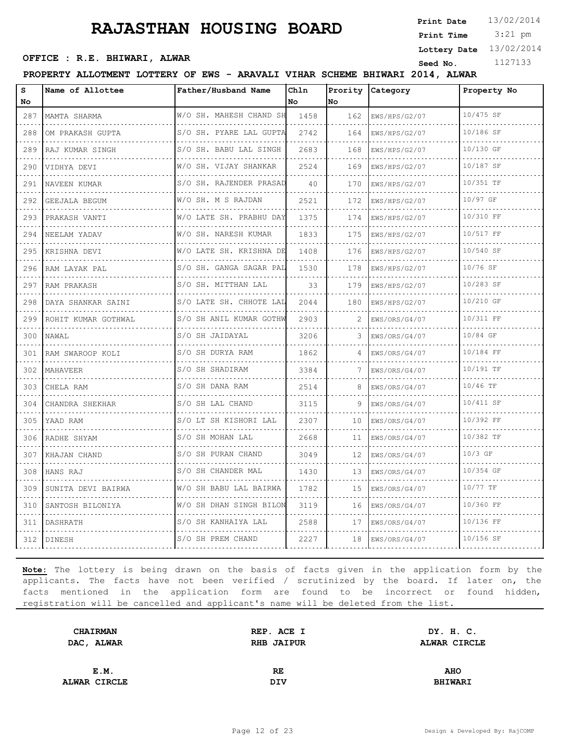# RAJASTHAN HOUSING BOARD

**Print Date** 13/02/2014
**Print Time** 3:21 pm
**Lottery Date** 13/02/2014
**Seed No.** 1127133

**OFFICE : R.E. BHIWARI, ALWAR**

**PROPERTY ALLOTMENT LOTTERY OF EWS - ARAVALI VIHAR SCHEME BHIWARI 2014, ALWAR**

| S No | Name of Allottee | Father/Husband Name | Chln No | Prority No | Category | Property No |
|---|---|---|---|---|---|---|
| 287 | MAMTA SHARMA | W/O SH. MAHESH CHAND SH | 1458 | 162 | EWS/HPS/G2/07 | 10/475 SF |
| 288 | OM PRAKASH GUPTA | S/O SH. PYARE LAL GUPTA | 2742 | 164 | EWS/HPS/G2/07 | 10/186 SF |
| 289 | RAJ KUMAR SINGH | S/O SH. BABU LAL SINGH | 2683 | 168 | EWS/HPS/G2/07 | 10/130 GF |
| 290 | VIDHYA DEVI | W/O SH. VIJAY SHANKAR | 2524 | 169 | EWS/HPS/G2/07 | 10/187 SF |
| 291 | NAVEEN KUMAR | S/O SH. RAJENDER PRASAD | 40 | 170 | EWS/HPS/G2/07 | 10/351 TF |
| 292 | GEEJALA BEGUM | W/O SH. M S RAJDAN | 2521 | 172 | EWS/HPS/G2/07 | 10/97 GF |
| 293 | PRAKASH VANTI | W/O LATE SH. PRABHU DAY | 1375 | 174 | EWS/HPS/G2/07 | 10/310 FF |
| 294 | NEELAM YADAV | W/O SH. NARESH KUMAR | 1833 | 175 | EWS/HPS/G2/07 | 10/517 FF |
| 295 | KRISHNA DEVI | W/O LATE SH. KRISHNA DE | 1408 | 176 | EWS/HPS/G2/07 | 10/540 SF |
| 296 | RAM LAYAK PAL | S/O SH. GANGA SAGAR PAL | 1530 | 178 | EWS/HPS/G2/07 | 10/76 SF |
| 297 | RAM PRAKASH | S/O SH. MITTHAN LAL | 33 | 179 | EWS/HPS/G2/07 | 10/283 SF |
| 298 | DAYA SHANKAR SAINI | S/O LATE SH. CHHOTE LAL | 2044 | 180 | EWS/HPS/G2/07 | 10/210 GF |
| 299 | ROHIT KUMAR GOTHWAL | S/O SH ANIL KUMAR GOTHW | 2903 | 2 | EWS/ORS/G4/07 | 10/311 FF |
| 300 | NAWAL | S/O SH JAIDAYAL | 3206 | 3 | EWS/ORS/G4/07 | 10/84 GF |
| 301 | RAM SWAROOP KOLI | S/O SH DURYA RAM | 1862 | 4 | EWS/ORS/G4/07 | 10/184 FF |
| 302 | MAHAVEER | S/O SH SHADIRAM | 3384 | 7 | EWS/ORS/G4/07 | 10/191 TF |
| 303 | CHELA RAM | S/O SH DANA RAM | 2514 | 8 | EWS/ORS/G4/07 | 10/46 TF |
| 304 | CHANDRA SHEKHAR | S/O SH LAL CHAND | 3115 | 9 | EWS/ORS/G4/07 | 10/411 SF |
| 305 | YAAD RAM | S/O LT SH KISHORI LAL | 2307 | 10 | EWS/ORS/G4/07 | 10/392 FF |
| 306 | RADHE SHYAM | S/O SH MOHAN LAL | 2668 | 11 | EWS/ORS/G4/07 | 10/382 TF |
| 307 | KHAJAN CHAND | S/O SH PURAN CHAND | 3049 | 12 | EWS/ORS/G4/07 | 10/3 GF |
| 308 | HANS RAJ | S/O SH CHANDER MAL | 1430 | 13 | EWS/ORS/G4/07 | 10/354 GF |
| 309 | SUNITA DEVI BAIRWA | W/O SH BABU LAL BAIRWA | 1782 | 15 | EWS/ORS/G4/07 | 10/77 TF |
| 310 | SANTOSH BILONIYA | W/O SH DHAN SINGH BILON | 3119 | 16 | EWS/ORS/G4/07 | 10/360 FF |
| 311 | DASHRATH | S/O SH KANHAIYA LAL | 2588 | 17 | EWS/ORS/G4/07 | 10/136 FF |
| 312 | DINESH | S/O SH PREM CHAND | 2227 | 18 | EWS/ORS/G4/07 | 10/156 SF |

**Note:** The lottery is being drawn on the basis of facts given in the application form by the applicants. The facts have not been verified / scrutinized by the board. If later on, the facts mentioned in the application form are found to be incorrect or found hidden, registration will be cancelled and applicant's name will be deleted from the list.

| | | |
|---|---|---|
| **CHAIRMAN** **DAC, ALWAR** | **REP. ACE I** **RHB JAIPUR** | **DY. H. C.** **ALWAR CIRCLE** |
| **E.M.** **ALWAR CIRCLE** | **RE** **DIV** | **AHO** **BHIWARI** |

Design & Developed By: RajCOMP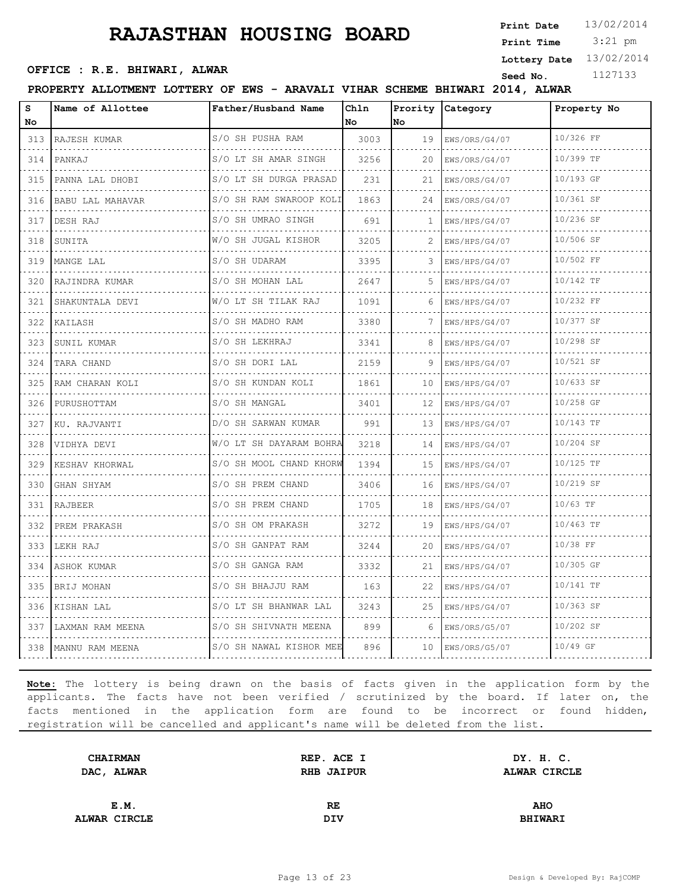# RAJASTHAN HOUSING BOARD

**Print Date** 13/02/2014
**Print Time** 3:21 pm
**Lottery Date** 13/02/2014
**Seed No.** 1127133

**OFFICE : R.E. BHIWARI, ALWAR**

**PROPERTY ALLOTMENT LOTTERY OF EWS - ARAVALI VIHAR SCHEME BHIWARI 2014, ALWAR**

| S No | Name of Allottee | Father/Husband Name | Chln No | Prority No | Category | Property No |
|---|---|---|---|---|---|---|
| 313 | RAJESH KUMAR | S/O SH PUSHA RAM | 3003 | 19 | EWS/ORS/G4/07 | 10/326 FF |
| 314 | PANKAJ | S/O LT SH AMAR SINGH | 3256 | 20 | EWS/ORS/G4/07 | 10/399 TF |
| 315 | PANNA LAL DHOBI | S/O LT SH DURGA PRASAD | 231 | 21 | EWS/ORS/G4/07 | 10/193 GF |
| 316 | BABU LAL MAHAVAR | S/O SH RAM SWAROOP KOLI | 1863 | 24 | EWS/ORS/G4/07 | 10/361 SF |
| 317 | DESH RAJ | S/O SH UMRAO SINGH | 691 | 1 | EWS/HPS/G4/07 | 10/236 SF |
| 318 | SUNITA | W/O SH JUGAL KISHOR | 3205 | 2 | EWS/HPS/G4/07 | 10/506 SF |
| 319 | MANGE LAL | S/O SH UDARAM | 3395 | 3 | EWS/HPS/G4/07 | 10/502 FF |
| 320 | RAJINDRA KUMAR | S/O SH MOHAN LAL | 2647 | 5 | EWS/HPS/G4/07 | 10/142 TF |
| 321 | SHAKUNTALA DEVI | W/O LT SH TILAK RAJ | 1091 | 6 | EWS/HPS/G4/07 | 10/232 FF |
| 322 | KAILASH | S/O SH MADHO RAM | 3380 | 7 | EWS/HPS/G4/07 | 10/377 SF |
| 323 | SUNIL KUMAR | S/O SH LEKHRAJ | 3341 | 8 | EWS/HPS/G4/07 | 10/298 SF |
| 324 | TARA CHAND | S/O SH DORI LAL | 2159 | 9 | EWS/HPS/G4/07 | 10/521 SF |
| 325 | RAM CHARAN KOLI | S/O SH KUNDAN KOLI | 1861 | 10 | EWS/HPS/G4/07 | 10/633 SF |
| 326 | PURUSHOTTAM | S/O SH MANGAL | 3401 | 12 | EWS/HPS/G4/07 | 10/258 GF |
| 327 | KU. RAJVANTI | D/O SH SARWAN KUMAR | 991 | 13 | EWS/HPS/G4/07 | 10/143 TF |
| 328 | VIDHYA DEVI | W/O LT SH DAYARAM BOHRA | 3218 | 14 | EWS/HPS/G4/07 | 10/204 SF |
| 329 | KESHAV KHORWAL | S/O SH MOOL CHAND KHORW | 1394 | 15 | EWS/HPS/G4/07 | 10/125 TF |
| 330 | GHAN SHYAM | S/O SH PREM CHAND | 3406 | 16 | EWS/HPS/G4/07 | 10/219 SF |
| 331 | RAJBEER | S/O SH PREM CHAND | 1705 | 18 | EWS/HPS/G4/07 | 10/63 TF |
| 332 | PREM PRAKASH | S/O SH OM PRAKASH | 3272 | 19 | EWS/HPS/G4/07 | 10/463 TF |
| 333 | LEKH RAJ | S/O SH GANPAT RAM | 3244 | 20 | EWS/HPS/G4/07 | 10/38 FF |
| 334 | ASHOK KUMAR | S/O SH GANGA RAM | 3332 | 21 | EWS/HPS/G4/07 | 10/305 GF |
| 335 | BRIJ MOHAN | S/O SH BHAJJU RAM | 163 | 22 | EWS/HPS/G4/07 | 10/141 TF |
| 336 | KISHAN LAL | S/O LT SH BHANWAR LAL | 3243 | 25 | EWS/HPS/G4/07 | 10/363 SF |
| 337 | LAXMAN RAM MEENA | S/O SH SHIVNATH MEENA | 899 | 6 | EWS/ORS/G5/07 | 10/202 SF |
| 338 | MANNU RAM MEENA | S/O SH NAWAL KISHOR MEE | 896 | 10 | EWS/ORS/G5/07 | 10/49 GF |

**Note:** The lottery is being drawn on the basis of facts given in the application form by the applicants. The facts have not been verified / scrutinized by the board. If later on, the facts mentioned in the application form are found to be incorrect or found hidden, registration will be cancelled and applicant's name will be deleted from the list.

| **CHAIRMAN** | **REP. ACE I** | **DY. H. C.** |
|---|---|---|
| **DAC, ALWAR** | **RHB JAIPUR** | **ALWAR CIRCLE** |
| **E.M.** | **RE** | **AHO** |
| **ALWAR CIRCLE** | **DIV** | **BHIWARI** |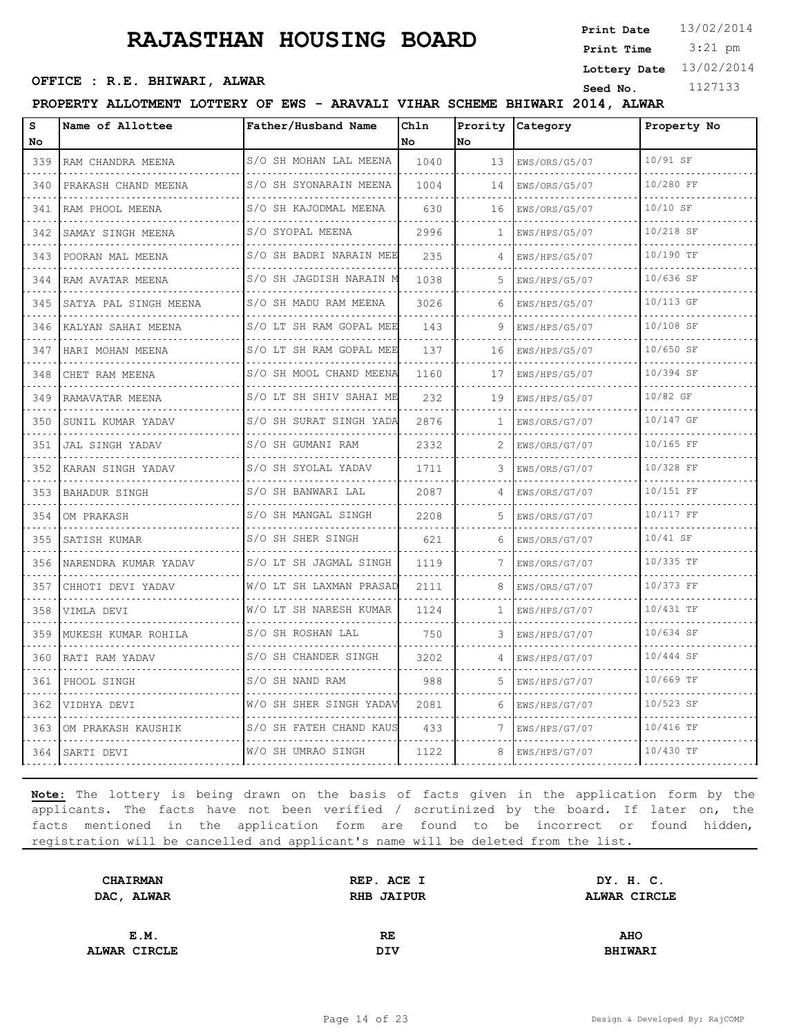# RAJASTHAN HOUSING BOARD

**Print Date** 13/02/2014
**Print Time** 3:21 pm
**Lottery Date** 13/02/2014
**Seed No.** 1127133

**OFFICE : R.E. BHIWARI, ALWAR**

**PROPERTY ALLOTMENT LOTTERY OF EWS - ARAVALI VIHAR SCHEME BHIWARI 2014, ALWAR**

| S No | Name of Allottee | Father/Husband Name | Chln No | Prority No | Category | Property No |
|---|---|---|---|---|---|---|
| 339 | RAM CHANDRA MEENA | S/O SH MOHAN LAL MEENA | 1040 | 13 | EWS/ORS/G5/07 | 10/91 SF |
| 340 | PRAKASH CHAND MEENA | S/O SH SYONARAIN MEENA | 1004 | 14 | EWS/ORS/G5/07 | 10/280 FF |
| 341 | RAM PHOOL MEENA | S/O SH KAJODMAL MEENA | 630 | 16 | EWS/ORS/G5/07 | 10/10 SF |
| 342 | SAMAY SINGH MEENA | S/O SYOPAL MEENA | 2996 | 1 | EWS/HPS/G5/07 | 10/218 SF |
| 343 | POORAN MAL MEENA | S/O SH BADRI NARAIN MEE | 235 | 4 | EWS/HPS/G5/07 | 10/190 TF |
| 344 | RAM AVATAR MEENA | S/O SH JAGDISH NARAIN M | 1038 | 5 | EWS/HPS/G5/07 | 10/636 SF |
| 345 | SATYA PAL SINGH MEENA | S/O SH MADU RAM MEENA | 3026 | 6 | EWS/HPS/G5/07 | 10/113 GF |
| 346 | KALYAN SAHAI MEENA | S/O LT SH RAM GOPAL MEE | 143 | 9 | EWS/HPS/G5/07 | 10/108 SF |
| 347 | HARI MOHAN MEENA | S/O LT SH RAM GOPAL MEE | 137 | 16 | EWS/HPS/G5/07 | 10/650 SF |
| 348 | CHET RAM MEENA | S/O SH MOOL CHAND MEENA | 1160 | 17 | EWS/HPS/G5/07 | 10/394 SF |
| 349 | RAMAVATAR MEENA | S/O LT SH SHIV SAHAI ME | 232 | 19 | EWS/HPS/G5/07 | 10/82 GF |
| 350 | SUNIL KUMAR YADAV | S/O SH SURAT SINGH YADA | 2876 | 1 | EWS/ORS/G7/07 | 10/147 GF |
| 351 | JAL SINGH YADAV | S/O SH GUMANI RAM | 2332 | 2 | EWS/ORS/G7/07 | 10/165 FF |
| 352 | KARAN SINGH YADAV | S/O SH SYOLAL YADAV | 1711 | 3 | EWS/ORS/G7/07 | 10/328 FF |
| 353 | BAHADUR SINGH | S/O SH BANWARI LAL | 2087 | 4 | EWS/ORS/G7/07 | 10/151 FF |
| 354 | OM PRAKASH | S/O SH MANGAL SINGH | 2208 | 5 | EWS/ORS/G7/07 | 10/117 FF |
| 355 | SATISH KUMAR | S/O SH SHER SINGH | 621 | 6 | EWS/ORS/G7/07 | 10/41 SF |
| 356 | NARENDRA KUMAR YADAV | S/O LT SH JAGMAL SINGH | 1119 | 7 | EWS/ORS/G7/07 | 10/335 TF |
| 357 | CHHOTI DEVI YADAV | W/O LT SH LAXMAN PRASAD | 2111 | 8 | EWS/ORS/G7/07 | 10/373 FF |
| 358 | VIMLA DEVI | W/O LT SH NARESH KUMAR | 1124 | 1 | EWS/HPS/G7/07 | 10/431 TF |
| 359 | MUKESH KUMAR ROHILA | S/O SH ROSHAN LAL | 750 | 3 | EWS/HPS/G7/07 | 10/634 SF |
| 360 | RATI RAM YADAV | S/O SH CHANDER SINGH | 3202 | 4 | EWS/HPS/G7/07 | 10/444 SF |
| 361 | PHOOL SINGH | S/O SH NAND RAM | 988 | 5 | EWS/HPS/G7/07 | 10/669 TF |
| 362 | VIDHYA DEVI | W/O SH SHER SINGH YADAV | 2081 | 6 | EWS/HPS/G7/07 | 10/523 SF |
| 363 | OM PRAKASH KAUSHIK | S/O SH FATEH CHAND KAUS | 433 | 7 | EWS/HPS/G7/07 | 10/416 TF |
| 364 | SARTI DEVI | W/O SH UMRAO SINGH | 1122 | 8 | EWS/HPS/G7/07 | 10/430 TF |

**Note:** The lottery is being drawn on the basis of facts given in the application form by the applicants. The facts have not been verified / scrutinized by the board. If later on, the facts mentioned in the application form are found to be incorrect or found hidden, registration will be cancelled and applicant's name will be deleted from the list.

| **CHAIRMAN** | **REP. ACE I** | **DY. H. C.** |
|---|---|---|
| **DAC, ALWAR** | **RHB JAIPUR** | **ALWAR CIRCLE** |
| **E.M.** | **RE** | **AHO** |
| **ALWAR CIRCLE** | **DIV** | **BHIWARI** |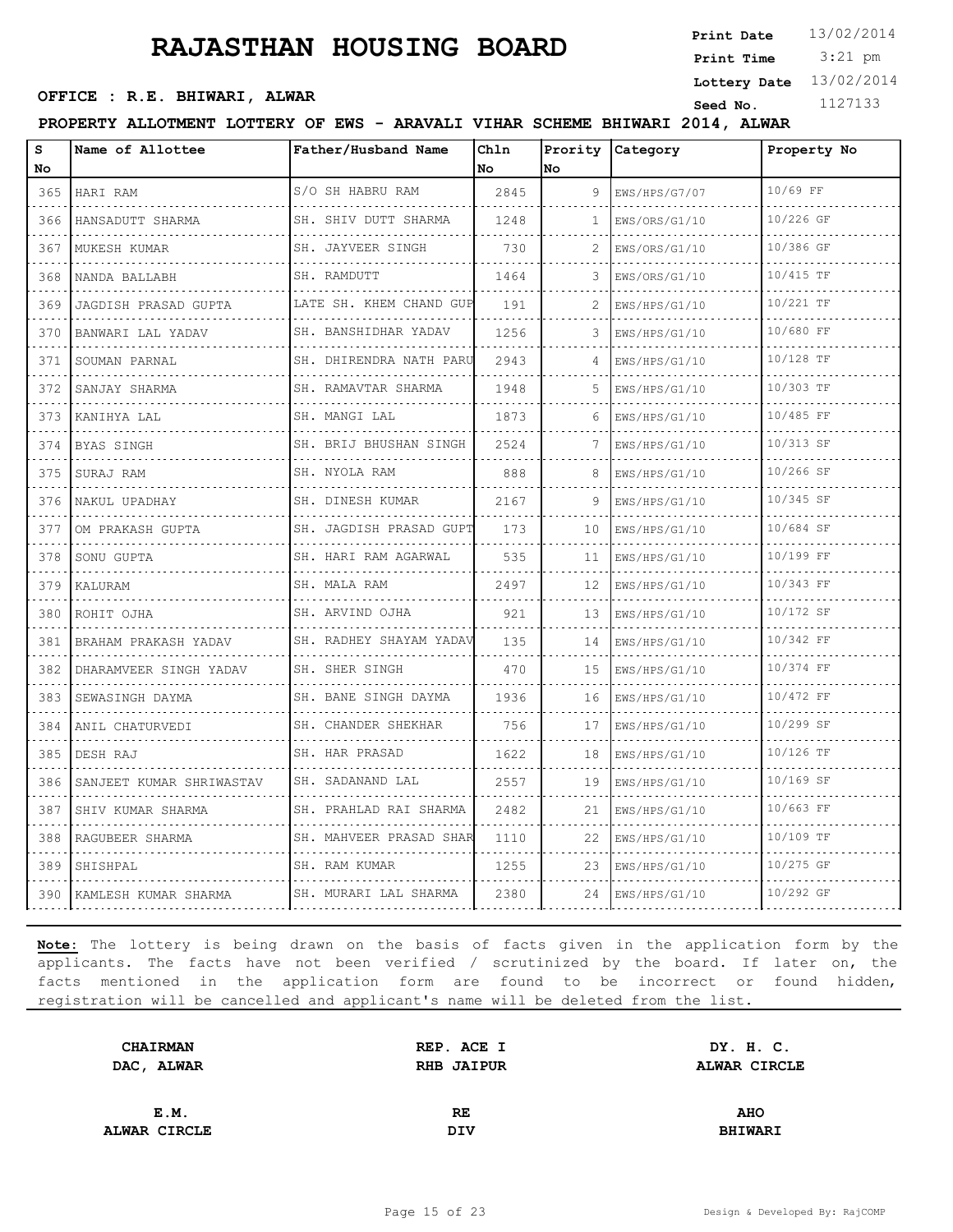# RAJASTHAN HOUSING BOARD

**Print Date** 13/02/2014
**Print Time** 3:21 pm
**Lottery Date** 13/02/2014
**Seed No.** 1127133

**OFFICE : R.E. BHIWARI, ALWAR**

**PROPERTY ALLOTMENT LOTTERY OF EWS - ARAVALI VIHAR SCHEME BHIWARI 2014, ALWAR**

| S No | Name of Allottee | Father/Husband Name | Chln No | Prority No | Category | Property No |
|---|---|---|---|---|---|---|
| 365 | HARI RAM | S/O SH HABRU RAM | 2845 | 9 | EWS/HPS/G7/07 | 10/69 FF |
| 366 | HANSADUTT SHARMA | SH. SHIV DUTT SHARMA | 1248 | 1 | EWS/ORS/G1/10 | 10/226 GF |
| 367 | MUKESH KUMAR | SH. JAYVEER SINGH | 730 | 2 | EWS/ORS/G1/10 | 10/386 GF |
| 368 | NANDA BALLABH | SH. RAMDUTT | 1464 | 3 | EWS/ORS/G1/10 | 10/415 TF |
| 369 | JAGDISH PRASAD GUPTA | LATE SH. KHEM CHAND GUP | 191 | 2 | EWS/HPS/G1/10 | 10/221 TF |
| 370 | BANWARI LAL YADAV | SH. BANSHIDHAR YADAV | 1256 | 3 | EWS/HPS/G1/10 | 10/680 FF |
| 371 | SOUMAN PARNAL | SH. DHIRENDRA NATH PARU | 2943 | 4 | EWS/HPS/G1/10 | 10/128 TF |
| 372 | SANJAY SHARMA | SH. RAMAVTAR SHARMA | 1948 | 5 | EWS/HPS/G1/10 | 10/303 TF |
| 373 | KANIHYA LAL | SH. MANGI LAL | 1873 | 6 | EWS/HPS/G1/10 | 10/485 FF |
| 374 | BYAS SINGH | SH. BRIJ BHUSHAN SINGH | 2524 | 7 | EWS/HPS/G1/10 | 10/313 SF |
| 375 | SURAJ RAM | SH. NYOLA RAM | 888 | 8 | EWS/HPS/G1/10 | 10/266 SF |
| 376 | NAKUL UPADHAY | SH. DINESH KUMAR | 2167 | 9 | EWS/HPS/G1/10 | 10/345 SF |
| 377 | OM PRAKASH GUPTA | SH. JAGDISH PRASAD GUPT | 173 | 10 | EWS/HPS/G1/10 | 10/684 SF |
| 378 | SONU GUPTA | SH. HARI RAM AGARWAL | 535 | 11 | EWS/HPS/G1/10 | 10/199 FF |
| 379 | KALURAM | SH. MALA RAM | 2497 | 12 | EWS/HPS/G1/10 | 10/343 FF |
| 380 | ROHIT OJHA | SH. ARVIND OJHA | 921 | 13 | EWS/HPS/G1/10 | 10/172 SF |
| 381 | BRAHAM PRAKASH YADAV | SH. RADHEY SHAYAM YADAV | 135 | 14 | EWS/HPS/G1/10 | 10/342 FF |
| 382 | DHARAMVEER SINGH YADAV | SH. SHER SINGH | 470 | 15 | EWS/HPS/G1/10 | 10/374 FF |
| 383 | SEWASINGH DAYMA | SH. BANE SINGH DAYMA | 1936 | 16 | EWS/HPS/G1/10 | 10/472 FF |
| 384 | ANIL CHATURVEDI | SH. CHANDER SHEKHAR | 756 | 17 | EWS/HPS/G1/10 | 10/299 SF |
| 385 | DESH RAJ | SH. HAR PRASAD | 1622 | 18 | EWS/HPS/G1/10 | 10/126 TF |
| 386 | SANJEET KUMAR SHRIWASTAV | SH. SADANAND LAL | 2557 | 19 | EWS/HPS/G1/10 | 10/169 SF |
| 387 | SHIV KUMAR SHARMA | SH. PRAHLAD RAI SHARMA | 2482 | 21 | EWS/HPS/G1/10 | 10/663 FF |
| 388 | RAGUBEER SHARMA | SH. MAHVEER PRASAD SHAR | 1110 | 22 | EWS/HPS/G1/10 | 10/109 TF |
| 389 | SHISHPAL | SH. RAM KUMAR | 1255 | 23 | EWS/HPS/G1/10 | 10/275 GF |
| 390 | KAMLESH KUMAR SHARMA | SH. MURARI LAL SHARMA | 2380 | 24 | EWS/HPS/G1/10 | 10/292 GF |

**Note:** The lottery is being drawn on the basis of facts given in the application form by the applicants. The facts have not been verified / scrutinized by the board. If later on, the facts mentioned in the application form are found to be incorrect or found hidden, registration will be cancelled and applicant's name will be deleted from the list.

| | | |
|---|---|---|
| **CHAIRMAN** | **REP. ACE I** | **DY. H. C.** |
| **DAC, ALWAR** | **RHB JAIPUR** | **ALWAR CIRCLE** |
| **E.M.** | **RE** | **AHO** |
| **ALWAR CIRCLE** | **DIV** | **BHIWARI** |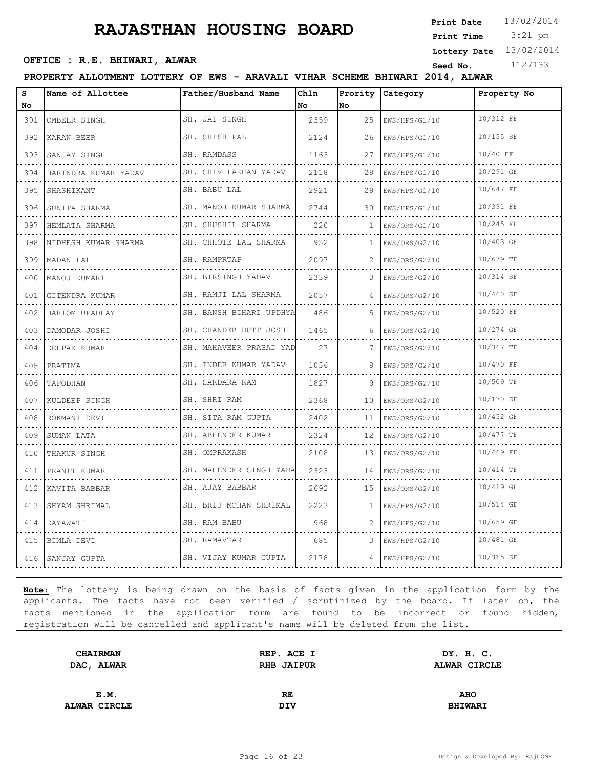# RAJASTHAN HOUSING BOARD

**OFFICE : R.E. BHIWARI, ALWAR**

**Print Date** 13/02/2014
**Print Time** 3:21 pm
**Lottery Date** 13/02/2014
**Seed No.** 1127133

**PROPERTY ALLOTMENT LOTTERY OF EWS - ARAVALI VIHAR SCHEME BHIWARI 2014, ALWAR**

| S No | Name of Allottee | Father/Husband Name | Chln No | Prority No | Category | Property No |
|---|---|---|---|---|---|---|
| 391 | OMBEER SINGH | SH. JAI SINGH | 2359 | 25 | EWS/HPS/G1/10 | 10/312 FF |
| 392 | KARAN BEER | SH. SHISH PAL | 2124 | 26 | EWS/HPS/G1/10 | 10/155 SF |
| 393 | SANJAY SINGH | SH. RAMDASS | 1163 | 27 | EWS/HPS/G1/10 | 10/40 FF |
| 394 | HARINDRA KUMAR YADAV | SH. SHIV LAKHAN YADAV | 2118 | 28 | EWS/HPS/G1/10 | 10/291 GF |
| 395 | SHASHIKANT | SH. BABU LAL | 2921 | 29 | EWS/HPS/G1/10 | 10/647 FF |
| 396 | SUNITA SHARMA | SH. MANOJ KUMAR SHARMA | 2744 | 30 | EWS/HPS/G1/10 | 10/391 FF |
| 397 | HEMLATA SHARMA | SH. SHUSHIL SHARMA | 220 | 1 | EWS/ORS/G1/10 | 10/245 FF |
| 398 | NIDHESH KUMAR SHARMA | SH. CHHOTE LAL SHARMA | 952 | 1 | EWS/ORS/G2/10 | 10/403 GF |
| 399 | MADAN LAL | SH. RAMPRTAP | 2097 | 2 | EWS/ORS/G2/10 | 10/639 TF |
| 400 | MANOJ KUMARI | SH. BIRSINGH YADAV | 2339 | 3 | EWS/ORS/G2/10 | 10/314 SF |
| 401 | GITENDRA KUMAR | SH. RAMJI LAL SHARMA | 2057 | 4 | EWS/ORS/G2/10 | 10/460 SF |
| 402 | HARIOM UPADHAY | SH. BANSH BIHARI UPDHYA | 486 | 5 | EWS/ORS/G2/10 | 10/520 FF |
| 403 | DAMODAR JOSHI | SH. CHANDER DUTT JOSHI | 1465 | 6 | EWS/ORS/G2/10 | 10/274 GF |
| 404 | DEEPAK KUMAR | SH. MAHAVEER PRASAD YAD | 27 | 7 | EWS/ORS/G2/10 | 10/367 TF |
| 405 | PRATIMA | SH. INDER KUMAR YADAV | 1036 | 8 | EWS/ORS/G2/10 | 10/470 FF |
| 406 | TAPODHAN | SH. SARDARA RAM | 1827 | 9 | EWS/ORS/G2/10 | 10/509 TF |
| 407 | KULDEEP SINGH | SH. SHRI RAM | 2368 | 10 | EWS/ORS/G2/10 | 10/170 SF |
| 408 | ROKMANI DEVI | SH. SITA RAM GUPTA | 2402 | 11 | EWS/ORS/G2/10 | 10/452 GF |
| 409 | SUMAN LATA | SH. ABHENDER KUMAR | 2324 | 12 | EWS/ORS/G2/10 | 10/477 TF |
| 410 | THAKUR SINGH | SH. OMPRAKASH | 2108 | 13 | EWS/ORS/G2/10 | 10/469 FF |
| 411 | PRANIT KUMAR | SH. MAHENDER SINGH YADA | 2323 | 14 | EWS/ORS/G2/10 | 10/414 TF |
| 412 | KAVITA BABBAR | SH. AJAY BABBAR | 2692 | 15 | EWS/ORS/G2/10 | 10/419 GF |
| 413 | SHYAM SHRIMAL | SH. BRIJ MOHAN SHRIMAL | 2223 | 1 | EWS/HPS/G2/10 | 10/514 GF |
| 414 | DAYAWATI | SH. RAM BABU | 968 | 2 | EWS/HPS/G2/10 | 10/659 GF |
| 415 | BIMLA DEVI | SH. RAMAVTAR | 685 | 3 | EWS/HPS/G2/10 | 10/481 GF |
| 416 | SANJAY GUPTA | SH. VIJAY KUMAR GUPTA | 2178 | 4 | EWS/HPS/G2/10 | 10/315 SF |

**Note:** The lottery is being drawn on the basis of facts given in the application form by the applicants. The facts have not been verified / scrutinized by the board. If later on, the facts mentioned in the application form are found to be incorrect or found hidden, registration will be cancelled and applicant's name will be deleted from the list.

| **CHAIRMAN DAC, ALWAR** | **REP. ACE I RHB JAIPUR** | **DY. H. C. ALWAR CIRCLE** |
|---|---|---|
| **E.M. ALWAR CIRCLE** | **RE DIV** | **AHO BHIWARI** |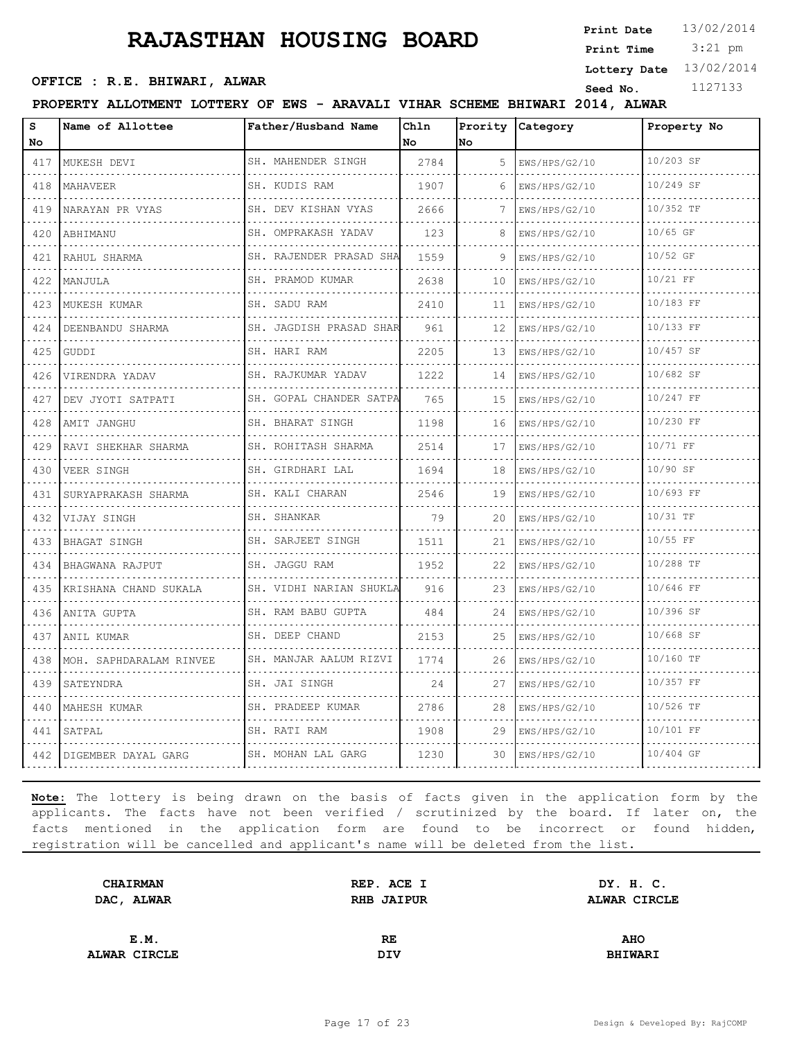# RAJASTHAN HOUSING BOARD

**Print Date** 13/02/2014
**Print Time** 3:21 pm
**Lottery Date** 13/02/2014
**Seed No.** 1127133

**OFFICE : R.E. BHIWARI, ALWAR**

**PROPERTY ALLOTMENT LOTTERY OF EWS - ARAVALI VIHAR SCHEME BHIWARI 2014, ALWAR**

| S No | Name of Allottee | Father/Husband Name | Chln No | Prority No | Category | Property No |
|---|---|---|---|---|---|---|
| 417 | MUKESH DEVI | SH. MAHENDER SINGH | 2784 | 5 | EWS/HPS/G2/10 | 10/203 SF |
| 418 | MAHAVEER | SH. KUDIS RAM | 1907 | 6 | EWS/HPS/G2/10 | 10/249 SF |
| 419 | NARAYAN PR VYAS | SH. DEV KISHAN VYAS | 2666 | 7 | EWS/HPS/G2/10 | 10/352 TF |
| 420 | ABHIMANU | SH. OMPRAKASH YADAV | 123 | 8 | EWS/HPS/G2/10 | 10/65 GF |
| 421 | RAHUL SHARMA | SH. RAJENDER PRASAD SHA | 1559 | 9 | EWS/HPS/G2/10 | 10/52 GF |
| 422 | MANJULA | SH. PRAMOD KUMAR | 2638 | 10 | EWS/HPS/G2/10 | 10/21 FF |
| 423 | MUKESH KUMAR | SH. SADU RAM | 2410 | 11 | EWS/HPS/G2/10 | 10/183 FF |
| 424 | DEENBANDU SHARMA | SH. JAGDISH PRASAD SHAR | 961 | 12 | EWS/HPS/G2/10 | 10/133 FF |
| 425 | GUDDI | SH. HARI RAM | 2205 | 13 | EWS/HPS/G2/10 | 10/457 SF |
| 426 | VIRENDRA YADAV | SH. RAJKUMAR YADAV | 1222 | 14 | EWS/HPS/G2/10 | 10/682 SF |
| 427 | DEV JYOTI SATPATI | SH. GOPAL CHANDER SATPA | 765 | 15 | EWS/HPS/G2/10 | 10/247 FF |
| 428 | AMIT JANGHU | SH. BHARAT SINGH | 1198 | 16 | EWS/HPS/G2/10 | 10/230 FF |
| 429 | RAVI SHEKHAR SHARMA | SH. ROHITASH SHARMA | 2514 | 17 | EWS/HPS/G2/10 | 10/71 FF |
| 430 | VEER SINGH | SH. GIRDHARI LAL | 1694 | 18 | EWS/HPS/G2/10 | 10/90 SF |
| 431 | SURYAPRAKASH SHARMA | SH. KALI CHARAN | 2546 | 19 | EWS/HPS/G2/10 | 10/693 FF |
| 432 | VIJAY SINGH | SH. SHANKAR | 79 | 20 | EWS/HPS/G2/10 | 10/31 TF |
| 433 | BHAGAT SINGH | SH. SARJEET SINGH | 1511 | 21 | EWS/HPS/G2/10 | 10/55 FF |
| 434 | BHAGWANA RAJPUT | SH. JAGGU RAM | 1952 | 22 | EWS/HPS/G2/10 | 10/288 TF |
| 435 | KRISHANA CHAND SUKALA | SH. VIDHI NARIAN SHUKLA | 916 | 23 | EWS/HPS/G2/10 | 10/646 FF |
| 436 | ANITA GUPTA | SH. RAM BABU GUPTA | 484 | 24 | EWS/HPS/G2/10 | 10/396 SF |
| 437 | ANIL KUMAR | SH. DEEP CHAND | 2153 | 25 | EWS/HPS/G2/10 | 10/668 SF |
| 438 | MOH. SAPHDARALAM RINVEE | SH. MANJAR AALUM RIZVI | 1774 | 26 | EWS/HPS/G2/10 | 10/160 TF |
| 439 | SATEYNDRA | SH. JAI SINGH | 24 | 27 | EWS/HPS/G2/10 | 10/357 FF |
| 440 | MAHESH KUMAR | SH. PRADEEP KUMAR | 2786 | 28 | EWS/HPS/G2/10 | 10/526 TF |
| 441 | SATPAL | SH. RATI RAM | 1908 | 29 | EWS/HPS/G2/10 | 10/101 FF |
| 442 | DIGEMBER DAYAL GARG | SH. MOHAN LAL GARG | 1230 | 30 | EWS/HPS/G2/10 | 10/404 GF |

**Note:** The lottery is being drawn on the basis of facts given in the application form by the applicants. The facts have not been verified / scrutinized by the board. If later on, the facts mentioned in the application form are found to be incorrect or found hidden, registration will be cancelled and applicant's name will be deleted from the list.

| | | |
|---|---|---|
| **CHAIRMAN** **DAC, ALWAR** | **REP. ACE I** **RHB JAIPUR** | **DY. H. C.** **ALWAR CIRCLE** |
| **E.M.** **ALWAR CIRCLE** | **RE** **DIV** | **AHO** **BHIWARI** |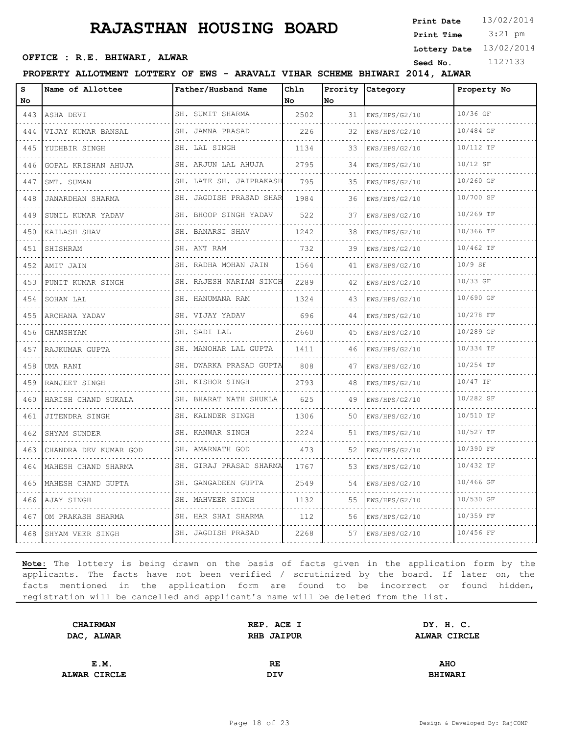# RAJASTHAN HOUSING BOARD

**Print Date** 13/02/2014
**Print Time** 3:21 pm
**Lottery Date** 13/02/2014
**Seed No.** 1127133

**OFFICE : R.E. BHIWARI, ALWAR**

**PROPERTY ALLOTMENT LOTTERY OF EWS - ARAVALI VIHAR SCHEME BHIWARI 2014, ALWAR**

| S No | Name of Allottee | Father/Husband Name | Chln No | Prority No | Category | Property No |
|---|---|---|---|---|---|---|
| 443 | ASHA DEVI | SH. SUMIT SHARMA | 2502 | 31 | EWS/HPS/G2/10 | 10/36 GF |
| 444 | VIJAY KUMAR BANSAL | SH. JAMNA PRASAD | 226 | 32 | EWS/HPS/G2/10 | 10/484 GF |
| 445 | YUDHBIR SINGH | SH. LAL SINGH | 1134 | 33 | EWS/HPS/G2/10 | 10/112 TF |
| 446 | GOPAL KRISHAN AHUJA | SH. ARJUN LAL AHUJA | 2795 | 34 | EWS/HPS/G2/10 | 10/12 SF |
| 447 | SMT. SUMAN | SH. LATE SH. JAIPRAKASH | 795 | 35 | EWS/HPS/G2/10 | 10/260 GF |
| 448 | JANARDHAN SHARMA | SH. JAGDISH PRASAD SHAR | 1984 | 36 | EWS/HPS/G2/10 | 10/700 SF |
| 449 | SUNIL KUMAR YADAV | SH. BHOOP SINGH YADAV | 522 | 37 | EWS/HPS/G2/10 | 10/269 TF |
| 450 | KAILASH SHAV | SH. BANARSI SHAV | 1242 | 38 | EWS/HPS/G2/10 | 10/366 TF |
| 451 | SHISHRAM | SH. ANT RAM | 732 | 39 | EWS/HPS/G2/10 | 10/462 TF |
| 452 | AMIT JAIN | SH. RADHA MOHAN JAIN | 1564 | 41 | EWS/HPS/G2/10 | 10/9 SF |
| 453 | PUNIT KUMAR SINGH | SH. RAJESH NARIAN SINGH | 2289 | 42 | EWS/HPS/G2/10 | 10/33 GF |
| 454 | SOHAN LAL | SH. HANUMANA RAM | 1324 | 43 | EWS/HPS/G2/10 | 10/690 GF |
| 455 | ARCHANA YADAV | SH. VIJAY YADAV | 696 | 44 | EWS/HPS/G2/10 | 10/278 FF |
| 456 | GHANSHYAM | SH. SADI LAL | 2660 | 45 | EWS/HPS/G2/10 | 10/289 GF |
| 457 | RAJKUMAR GUPTA | SH. MANOHAR LAL GUPTA | 1411 | 46 | EWS/HPS/G2/10 | 10/334 TF |
| 458 | UMA RANI | SH. DWARKA PRASAD GUPTA | 808 | 47 | EWS/HPS/G2/10 | 10/254 TF |
| 459 | RANJEET SINGH | SH. KISHOR SINGH | 2793 | 48 | EWS/HPS/G2/10 | 10/47 TF |
| 460 | HARISH CHAND SUKALA | SH. BHARAT NATH SHUKLA | 625 | 49 | EWS/HPS/G2/10 | 10/282 SF |
| 461 | JITENDRA SINGH | SH. KALNDER SINGH | 1306 | 50 | EWS/HPS/G2/10 | 10/510 TF |
| 462 | SHYAM SUNDER | SH. KANWAR SINGH | 2224 | 51 | EWS/HPS/G2/10 | 10/527 TF |
| 463 | CHANDRA DEV KUMAR GOD | SH. AMARNATH GOD | 473 | 52 | EWS/HPS/G2/10 | 10/390 FF |
| 464 | MAHESH CHAND SHARMA | SH. GIRAJ PRASAD SHARMA | 1767 | 53 | EWS/HPS/G2/10 | 10/432 TF |
| 465 | MAHESH CHAND GUPTA | SH. GANGADEEN GUPTA | 2549 | 54 | EWS/HPS/G2/10 | 10/466 GF |
| 466 | AJAY SINGH | SH. MAHVEER SINGH | 1132 | 55 | EWS/HPS/G2/10 | 10/530 GF |
| 467 | OM PRAKASH SHARMA | SH. HAR SHAI SHARMA | 112 | 56 | EWS/HPS/G2/10 | 10/359 FF |
| 468 | SHYAM VEER SINGH | SH. JAGDISH PRASAD | 2268 | 57 | EWS/HPS/G2/10 | 10/456 FF |

**Note:** The lottery is being drawn on the basis of facts given in the application form by the applicants. The facts have not been verified / scrutinized by the board. If later on, the facts mentioned in the application form are found to be incorrect or found hidden, registration will be cancelled and applicant's name will be deleted from the list.

| **CHAIRMAN DAC, ALWAR** | **REP. ACE I RHB JAIPUR** | **DY. H. C. ALWAR CIRCLE** |
|---|---|---|
| **E.M. ALWAR CIRCLE** | **RE DIV** | **AHO BHIWARI** |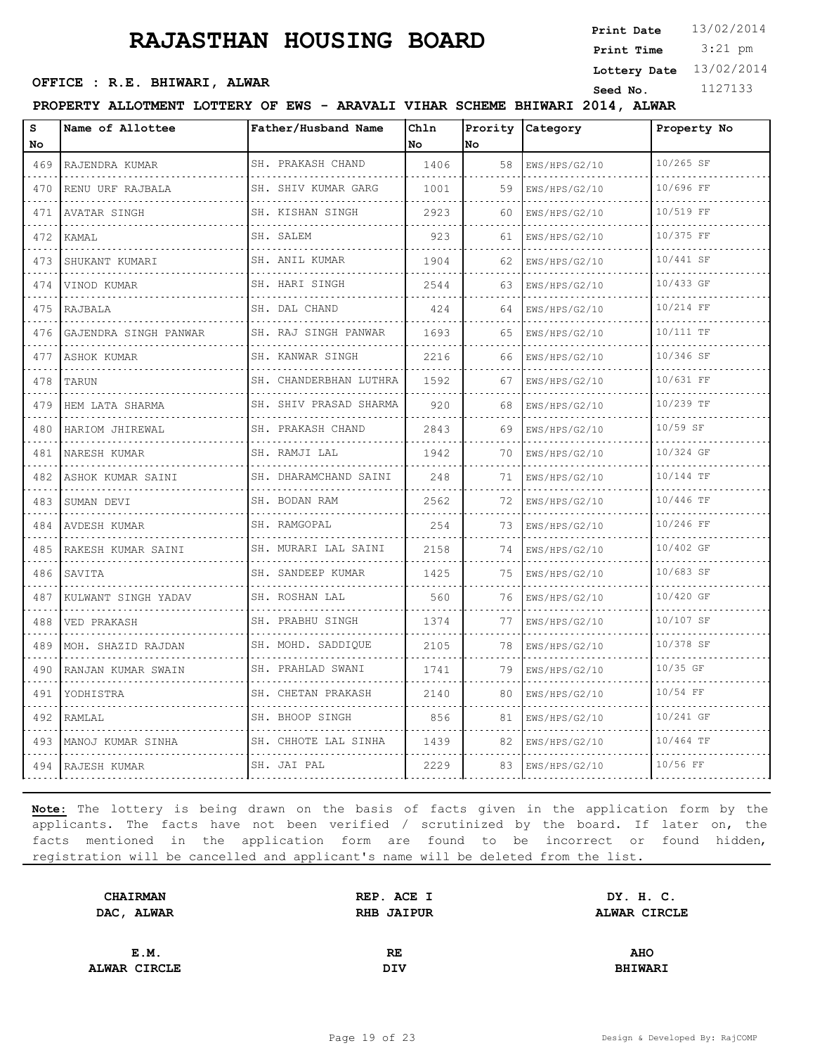# RAJASTHAN HOUSING BOARD

**Print Date** 13/02/2014
**Print Time** 3:21 pm
**Lottery Date** 13/02/2014
**Seed No.** 1127133

**OFFICE : R.E. BHIWARI, ALWAR**

**PROPERTY ALLOTMENT LOTTERY OF EWS - ARAVALI VIHAR SCHEME BHIWARI 2014, ALWAR**

| S No | Name of Allottee | Father/Husband Name | Chln No | Prority No | Category | Property No |
|---|---|---|---|---|---|---|
| 469 | RAJENDRA KUMAR | SH. PRAKASH CHAND | 1406 | 58 | EWS/HPS/G2/10 | 10/265 SF |
| 470 | RENU URF RAJBALA | SH. SHIV KUMAR GARG | 1001 | 59 | EWS/HPS/G2/10 | 10/696 FF |
| 471 | AVATAR SINGH | SH. KISHAN SINGH | 2923 | 60 | EWS/HPS/G2/10 | 10/519 FF |
| 472 | KAMAL | SH. SALEM | 923 | 61 | EWS/HPS/G2/10 | 10/375 FF |
| 473 | SHUKANT KUMARI | SH. ANIL KUMAR | 1904 | 62 | EWS/HPS/G2/10 | 10/441 SF |
| 474 | VINOD KUMAR | SH. HARI SINGH | 2544 | 63 | EWS/HPS/G2/10 | 10/433 GF |
| 475 | RAJBALA | SH. DAL CHAND | 424 | 64 | EWS/HPS/G2/10 | 10/214 FF |
| 476 | GAJENDRA SINGH PANWAR | SH. RAJ SINGH PANWAR | 1693 | 65 | EWS/HPS/G2/10 | 10/111 TF |
| 477 | ASHOK KUMAR | SH. KANWAR SINGH | 2216 | 66 | EWS/HPS/G2/10 | 10/346 SF |
| 478 | TARUN | SH. CHANDERBHAN LUTHRA | 1592 | 67 | EWS/HPS/G2/10 | 10/631 FF |
| 479 | HEM LATA SHARMA | SH. SHIV PRASAD SHARMA | 920 | 68 | EWS/HPS/G2/10 | 10/239 TF |
| 480 | HARIOM JHIREWAL | SH. PRAKASH CHAND | 2843 | 69 | EWS/HPS/G2/10 | 10/59 SF |
| 481 | NARESH KUMAR | SH. RAMJI LAL | 1942 | 70 | EWS/HPS/G2/10 | 10/324 GF |
| 482 | ASHOK KUMAR SAINI | SH. DHARAMCHAND SAINI | 248 | 71 | EWS/HPS/G2/10 | 10/144 TF |
| 483 | SUMAN DEVI | SH. BODAN RAM | 2562 | 72 | EWS/HPS/G2/10 | 10/446 TF |
| 484 | AVDESH KUMAR | SH. RAMGOPAL | 254 | 73 | EWS/HPS/G2/10 | 10/246 FF |
| 485 | RAKESH KUMAR SAINI | SH. MURARI LAL SAINI | 2158 | 74 | EWS/HPS/G2/10 | 10/402 GF |
| 486 | SAVITA | SH. SANDEEP KUMAR | 1425 | 75 | EWS/HPS/G2/10 | 10/683 SF |
| 487 | KULWANT SINGH YADAV | SH. ROSHAN LAL | 560 | 76 | EWS/HPS/G2/10 | 10/420 GF |
| 488 | VED PRAKASH | SH. PRABHU SINGH | 1374 | 77 | EWS/HPS/G2/10 | 10/107 SF |
| 489 | MOH. SHAZID RAJDAN | SH. MOHD. SADDIQUE | 2105 | 78 | EWS/HPS/G2/10 | 10/378 SF |
| 490 | RANJAN KUMAR SWAIN | SH. PRAHLAD SWANI | 1741 | 79 | EWS/HPS/G2/10 | 10/35 GF |
| 491 | YODHISTRA | SH. CHETAN PRAKASH | 2140 | 80 | EWS/HPS/G2/10 | 10/54 FF |
| 492 | RAMLAL | SH. BHOOP SINGH | 856 | 81 | EWS/HPS/G2/10 | 10/241 GF |
| 493 | MANOJ KUMAR SINHA | SH. CHHOTE LAL SINHA | 1439 | 82 | EWS/HPS/G2/10 | 10/464 TF |
| 494 | RAJESH KUMAR | SH. JAI PAL | 2229 | 83 | EWS/HPS/G2/10 | 10/56 FF |

**Note:** The lottery is being drawn on the basis of facts given in the application form by the applicants. The facts have not been verified / scrutinized by the board. If later on, the facts mentioned in the application form are found to be incorrect or found hidden, registration will be cancelled and applicant's name will be deleted from the list.

| **CHAIRMAN DAC, ALWAR** | **REP. ACE I RHB JAIPUR** | **DY. H. C. ALWAR CIRCLE** |
|---|---|---|
| **E.M. ALWAR CIRCLE** | **RE DIV** | **AHO BHIWARI** |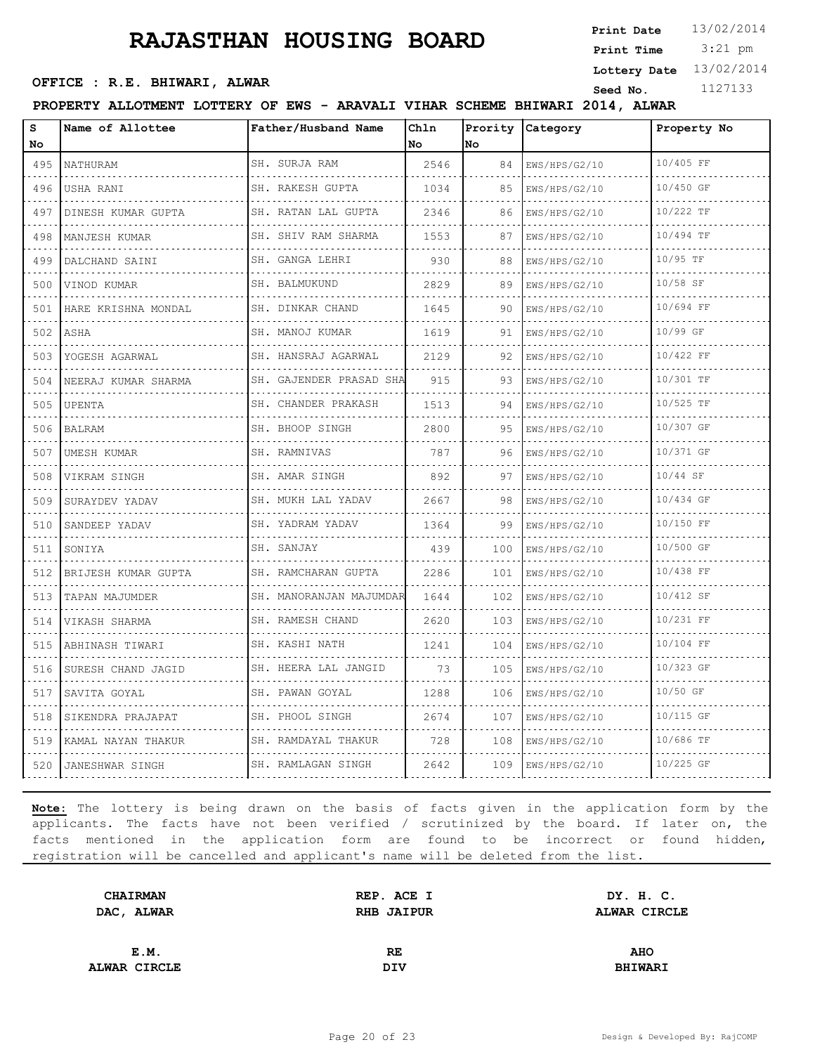# RAJASTHAN HOUSING BOARD

**OFFICE : R.E. BHIWARI, ALWAR**

**Print Date** 13/02/2014
**Print Time** 3:21 pm
**Lottery Date** 13/02/2014
**Seed No.** 1127133

**PROPERTY ALLOTMENT LOTTERY OF EWS - ARAVALI VIHAR SCHEME BHIWARI 2014, ALWAR**

| S No | Name of Allottee | Father/Husband Name | Chln No | Prority No | Category | Property No |
|---|---|---|---|---|---|---|
| 495 | NATHURAM | SH. SURJA RAM | 2546 | 84 | EWS/HPS/G2/10 | 10/405 FF |
| 496 | USHA RANI | SH. RAKESH GUPTA | 1034 | 85 | EWS/HPS/G2/10 | 10/450 GF |
| 497 | DINESH KUMAR GUPTA | SH. RATAN LAL GUPTA | 2346 | 86 | EWS/HPS/G2/10 | 10/222 TF |
| 498 | MANJESH KUMAR | SH. SHIV RAM SHARMA | 1553 | 87 | EWS/HPS/G2/10 | 10/494 TF |
| 499 | DALCHAND SAINI | SH. GANGA LEHRI | 930 | 88 | EWS/HPS/G2/10 | 10/95 TF |
| 500 | VINOD KUMAR | SH. BALMUKUND | 2829 | 89 | EWS/HPS/G2/10 | 10/58 SF |
| 501 | HARE KRISHNA MONDAL | SH. DINKAR CHAND | 1645 | 90 | EWS/HPS/G2/10 | 10/694 FF |
| 502 | ASHA | SH. MANOJ KUMAR | 1619 | 91 | EWS/HPS/G2/10 | 10/99 GF |
| 503 | YOGESH AGARWAL | SH. HANSRAJ AGARWAL | 2129 | 92 | EWS/HPS/G2/10 | 10/422 FF |
| 504 | NEERAJ KUMAR SHARMA | SH. GAJENDER PRASAD SHA | 915 | 93 | EWS/HPS/G2/10 | 10/301 TF |
| 505 | UPENTA | SH. CHANDER PRAKASH | 1513 | 94 | EWS/HPS/G2/10 | 10/525 TF |
| 506 | BALRAM | SH. BHOOP SINGH | 2800 | 95 | EWS/HPS/G2/10 | 10/307 GF |
| 507 | UMESH KUMAR | SH. RAMNIVAS | 787 | 96 | EWS/HPS/G2/10 | 10/371 GF |
| 508 | VIKRAM SINGH | SH. AMAR SINGH | 892 | 97 | EWS/HPS/G2/10 | 10/44 SF |
| 509 | SURAYDEV YADAV | SH. MUKH LAL YADAV | 2667 | 98 | EWS/HPS/G2/10 | 10/434 GF |
| 510 | SANDEEP YADAV | SH. YADRAM YADAV | 1364 | 99 | EWS/HPS/G2/10 | 10/150 FF |
| 511 | SONIYA | SH. SANJAY | 439 | 100 | EWS/HPS/G2/10 | 10/500 GF |
| 512 | BRIJESH KUMAR GUPTA | SH. RAMCHARAN GUPTA | 2286 | 101 | EWS/HPS/G2/10 | 10/438 FF |
| 513 | TAPAN MAJUMDER | SH. MANORANJAN MAJUMDAR | 1644 | 102 | EWS/HPS/G2/10 | 10/412 SF |
| 514 | VIKASH SHARMA | SH. RAMESH CHAND | 2620 | 103 | EWS/HPS/G2/10 | 10/231 FF |
| 515 | ABHINASH TIWARI | SH. KASHI NATH | 1241 | 104 | EWS/HPS/G2/10 | 10/104 FF |
| 516 | SURESH CHAND JAGID | SH. HEERA LAL JANGID | 73 | 105 | EWS/HPS/G2/10 | 10/323 GF |
| 517 | SAVITA GOYAL | SH. PAWAN GOYAL | 1288 | 106 | EWS/HPS/G2/10 | 10/50 GF |
| 518 | SIKENDRA PRAJAPAT | SH. PHOOL SINGH | 2674 | 107 | EWS/HPS/G2/10 | 10/115 GF |
| 519 | KAMAL NAYAN THAKUR | SH. RAMDAYAL THAKUR | 728 | 108 | EWS/HPS/G2/10 | 10/686 TF |
| 520 | JANESHWAR SINGH | SH. RAMLAGAN SINGH | 2642 | 109 | EWS/HPS/G2/10 | 10/225 GF |

**Note:** The lottery is being drawn on the basis of facts given in the application form by the applicants. The facts have not been verified / scrutinized by the board. If later on, the facts mentioned in the application form are found to be incorrect or found hidden, registration will be cancelled and applicant's name will be deleted from the list.

| | | |
|---|---|---|
| **CHAIRMAN** | **REP. ACE I** | **DY. H. C.** |
| **DAC, ALWAR** | **RHB JAIPUR** | **ALWAR CIRCLE** |
| **E.M.** | **RE** | **AHO** |
| **ALWAR CIRCLE** | **DIV** | **BHIWARI** |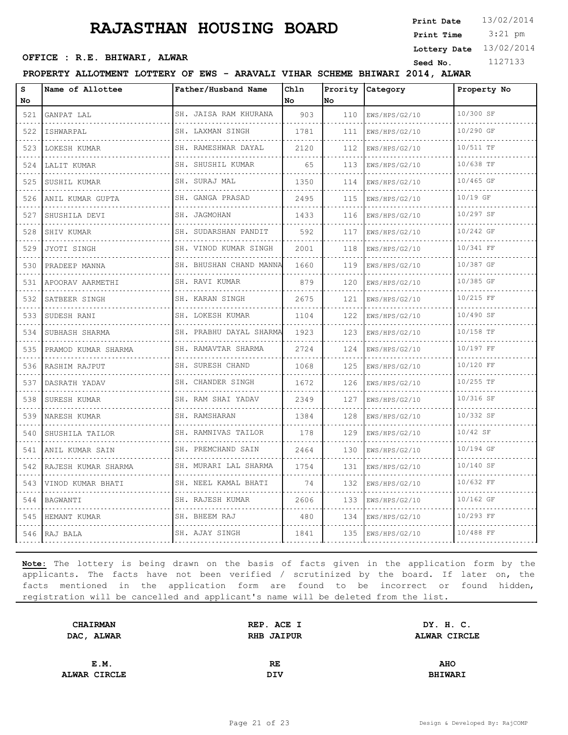# RAJASTHAN HOUSING BOARD

**Print Date** 13/02/2014
**Print Time** 3:21 pm
**Lottery Date** 13/02/2014
**Seed No.** 1127133

**OFFICE : R.E. BHIWARI, ALWAR**

**PROPERTY ALLOTMENT LOTTERY OF EWS - ARAVALI VIHAR SCHEME BHIWARI 2014, ALWAR**

| S No | Name of Allottee | Father/Husband Name | Chln No | Prority No | Category | Property No |
|---|---|---|---|---|---|---|
| 521 | GANPAT LAL | SH. JAISA RAM KHURANA | 903 | 110 | EWS/HPS/G2/10 | 10/300 SF |
| 522 | ISHWARPAL | SH. LAXMAN SINGH | 1781 | 111 | EWS/HPS/G2/10 | 10/290 GF |
| 523 | LOKESH KUMAR | SH. RAMESHWAR DAYAL | 2120 | 112 | EWS/HPS/G2/10 | 10/511 TF |
| 524 | LALIT KUMAR | SH. SHUSHIL KUMAR | 65 | 113 | EWS/HPS/G2/10 | 10/638 TF |
| 525 | SUSHIL KUMAR | SH. SURAJ MAL | 1350 | 114 | EWS/HPS/G2/10 | 10/465 GF |
| 526 | ANIL KUMAR GUPTA | SH. GANGA PRASAD | 2495 | 115 | EWS/HPS/G2/10 | 10/19 GF |
| 527 | SHUSHILA DEVI | SH. JAGMOHAN | 1433 | 116 | EWS/HPS/G2/10 | 10/297 SF |
| 528 | SHIV KUMAR | SH. SUDARSHAN PANDIT | 592 | 117 | EWS/HPS/G2/10 | 10/242 GF |
| 529 | JYOTI SINGH | SH. VINOD KUMAR SINGH | 2001 | 118 | EWS/HPS/G2/10 | 10/341 FF |
| 530 | PRADEEP MANNA | SH. BHUSHAN CHAND MANNA | 1660 | 119 | EWS/HPS/G2/10 | 10/387 GF |
| 531 | APOORAV AARMETHI | SH. RAVI KUMAR | 879 | 120 | EWS/HPS/G2/10 | 10/385 GF |
| 532 | SATBEER SINGH | SH. KARAN SINGH | 2675 | 121 | EWS/HPS/G2/10 | 10/215 FF |
| 533 | SUDESH RANI | SH. LOKESH KUMAR | 1104 | 122 | EWS/HPS/G2/10 | 10/490 SF |
| 534 | SUBHASH SHARMA | SH. PRABHU DAYAL SHARMA | 1923 | 123 | EWS/HPS/G2/10 | 10/158 TF |
| 535 | PRAMOD KUMAR SHARMA | SH. RAMAVTAR SHARMA | 2724 | 124 | EWS/HPS/G2/10 | 10/197 FF |
| 536 | RASHIM RAJPUT | SH. SURESH CHAND | 1068 | 125 | EWS/HPS/G2/10 | 10/120 FF |
| 537 | DASRATH YADAV | SH. CHANDER SINGH | 1672 | 126 | EWS/HPS/G2/10 | 10/255 TF |
| 538 | SURESH KUMAR | SH. RAM SHAI YADAV | 2349 | 127 | EWS/HPS/G2/10 | 10/316 SF |
| 539 | NARESH KUMAR | SH. RAMSHARAN | 1384 | 128 | EWS/HPS/G2/10 | 10/332 SF |
| 540 | SHUSHILA TAILOR | SH. RAMNIVAS TAILOR | 178 | 129 | EWS/HPS/G2/10 | 10/42 SF |
| 541 | ANIL KUMAR SAIN | SH. PREMCHAND SAIN | 2464 | 130 | EWS/HPS/G2/10 | 10/194 GF |
| 542 | RAJESH KUMAR SHARMA | SH. MURARI LAL SHARMA | 1754 | 131 | EWS/HPS/G2/10 | 10/140 SF |
| 543 | VINOD KUMAR BHATI | SH. NEEL KAMAL BHATI | 74 | 132 | EWS/HPS/G2/10 | 10/632 FF |
| 544 | BAGWANTI | SH. RAJESH KUMAR | 2606 | 133 | EWS/HPS/G2/10 | 10/162 GF |
| 545 | HEMANT KUMAR | SH. BHEEM RAJ | 480 | 134 | EWS/HPS/G2/10 | 10/293 FF |
| 546 | RAJ BALA | SH. AJAY SINGH | 1841 | 135 | EWS/HPS/G2/10 | 10/488 FF |

**Note:** The lottery is being drawn on the basis of facts given in the application form by the applicants. The facts have not been verified / scrutinized by the board. If later on, the facts mentioned in the application form are found to be incorrect or found hidden, registration will be cancelled and applicant's name will be deleted from the list.

| | | |
|---|---|---|
| **CHAIRMAN** **DAC, ALWAR** | **REP. ACE I** **RHB JAIPUR** | **DY. H. C.** **ALWAR CIRCLE** |
| **E.M.** **ALWAR CIRCLE** | **RE** **DIV** | **AHO** **BHIWARI** |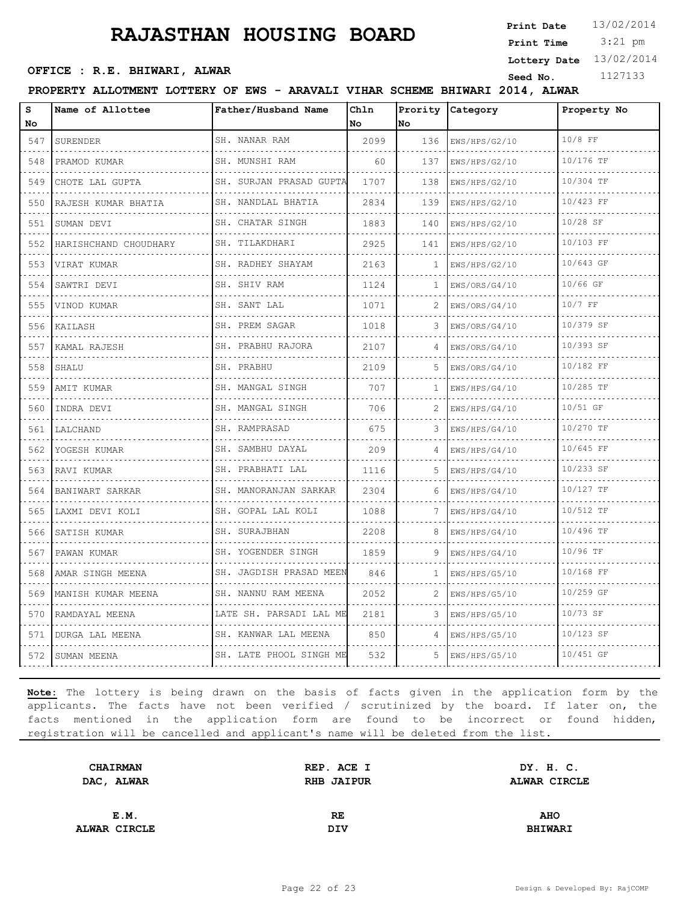# RAJASTHAN HOUSING BOARD

**OFFICE : R.E. BHIWARI, ALWAR**

**Print Date** 13/02/2014
**Print Time** 3:21 pm
**Lottery Date** 13/02/2014
**Seed No.** 1127133

**PROPERTY ALLOTMENT LOTTERY OF EWS - ARAVALI VIHAR SCHEME BHIWARI 2014, ALWAR**

| S No | Name of Allottee | Father/Husband Name | Chln No | Prority No | Category | Property No |
|---|---|---|---|---|---|---|
| 547 | SURENDER | SH. NANAR RAM | 2099 | 136 | EWS/HPS/G2/10 | 10/8 FF |
| 548 | PRAMOD KUMAR | SH. MUNSHI RAM | 60 | 137 | EWS/HPS/G2/10 | 10/176 TF |
| 549 | CHOTE LAL GUPTA | SH. SURJAN PRASAD GUPTA | 1707 | 138 | EWS/HPS/G2/10 | 10/304 TF |
| 550 | RAJESH KUMAR BHATIA | SH. NANDLAL BHATIA | 2834 | 139 | EWS/HPS/G2/10 | 10/423 FF |
| 551 | SUMAN DEVI | SH. CHATAR SINGH | 1883 | 140 | EWS/HPS/G2/10 | 10/28 SF |
| 552 | HARISHCHAND CHOUDHARY | SH. TILAKDHARI | 2925 | 141 | EWS/HPS/G2/10 | 10/103 FF |
| 553 | VIRAT KUMAR | SH. RADHEY SHAYAM | 2163 | 1 | EWS/HPS/G2/10 | 10/643 GF |
| 554 | SAWTRI DEVI | SH. SHIV RAM | 1124 | 1 | EWS/ORS/G4/10 | 10/66 GF |
| 555 | VINOD KUMAR | SH. SANT LAL | 1071 | 2 | EWS/ORS/G4/10 | 10/7 FF |
| 556 | KAILASH | SH. PREM SAGAR | 1018 | 3 | EWS/ORS/G4/10 | 10/379 SF |
| 557 | KAMAL RAJESH | SH. PRABHU RAJORA | 2107 | 4 | EWS/ORS/G4/10 | 10/393 SF |
| 558 | SHALU | SH. PRABHU | 2109 | 5 | EWS/ORS/G4/10 | 10/182 FF |
| 559 | AMIT KUMAR | SH. MANGAL SINGH | 707 | 1 | EWS/HPS/G4/10 | 10/285 TF |
| 560 | INDRA DEVI | SH. MANGAL SINGH | 706 | 2 | EWS/HPS/G4/10 | 10/51 GF |
| 561 | LALCHAND | SH. RAMPRASAD | 675 | 3 | EWS/HPS/G4/10 | 10/270 TF |
| 562 | YOGESH KUMAR | SH. SAMBHU DAYAL | 209 | 4 | EWS/HPS/G4/10 | 10/645 FF |
| 563 | RAVI KUMAR | SH. PRABHATI LAL | 1116 | 5 | EWS/HPS/G4/10 | 10/233 SF |
| 564 | BANIWART SARKAR | SH. MANORANJAN SARKAR | 2304 | 6 | EWS/HPS/G4/10 | 10/127 TF |
| 565 | LAXMI DEVI KOLI | SH. GOPAL LAL KOLI | 1088 | 7 | EWS/HPS/G4/10 | 10/512 TF |
| 566 | SATISH KUMAR | SH. SURAJBHAN | 2208 | 8 | EWS/HPS/G4/10 | 10/496 TF |
| 567 | PAWAN KUMAR | SH. YOGENDER SINGH | 1859 | 9 | EWS/HPS/G4/10 | 10/96 TF |
| 568 | AMAR SINGH MEENA | SH. JAGDISH PRASAD MEEN | 846 | 1 | EWS/HPS/G5/10 | 10/168 FF |
| 569 | MANISH KUMAR MEENA | SH. NANNU RAM MEENA | 2052 | 2 | EWS/HPS/G5/10 | 10/259 GF |
| 570 | RAMDAYAL MEENA | LATE SH. PARSADI LAL ME | 2181 | 3 | EWS/HPS/G5/10 | 10/73 SF |
| 571 | DURGA LAL MEENA | SH. KANWAR LAL MEENA | 850 | 4 | EWS/HPS/G5/10 | 10/123 SF |
| 572 | SUMAN MEENA | SH. LATE PHOOL SINGH ME | 532 | 5 | EWS/HPS/G5/10 | 10/451 GF |

**Note:** The lottery is being drawn on the basis of facts given in the application form by the applicants. The facts have not been verified / scrutinized by the board. If later on, the facts mentioned in the application form are found to be incorrect or found hidden, registration will be cancelled and applicant's name will be deleted from the list.

| **CHAIRMAN DAC, ALWAR** | **REP. ACE I RHB JAIPUR** | **DY. H. C. ALWAR CIRCLE** |
|---|---|---|
| **E.M. ALWAR CIRCLE** | **RE DIV** | **AHO BHIWARI** |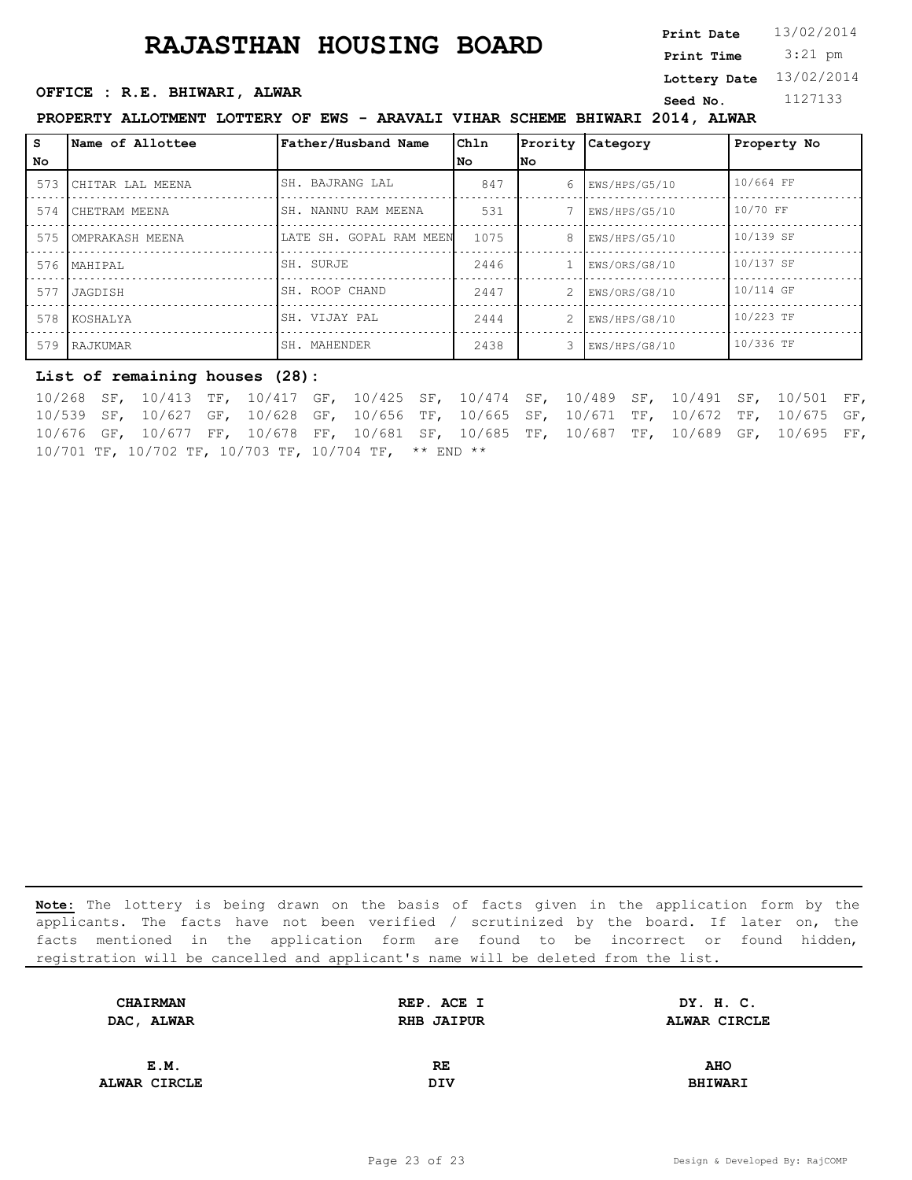# RAJASTHAN HOUSING BOARD

**Print Date** 13/02/2014
**Print Time** 3:21 pm
**Lottery Date** 13/02/2014
**Seed No.** 1127133

**OFFICE : R.E. BHIWARI, ALWAR**

**PROPERTY ALLOTMENT LOTTERY OF EWS - ARAVALI VIHAR SCHEME BHIWARI 2014, ALWAR**

| S No | Name of Allottee | Father/Husband Name | Chln No | Prority No | Category | Property No |
|---|---|---|---|---|---|---|
| 573 | CHITAR LAL MEENA | SH. BAJRANG LAL | 847 | 6 | EWS/HPS/G5/10 | 10/664 FF |
| 574 | CHETRAM MEENA | SH. NANNU RAM MEENA | 531 | 7 | EWS/HPS/G5/10 | 10/70 FF |
| 575 | OMPRAKASH MEENA | LATE SH. GOPAL RAM MEEN | 1075 | 8 | EWS/HPS/G5/10 | 10/139 SF |
| 576 | MAHIPAL | SH. SURJE | 2446 | 1 | EWS/ORS/G8/10 | 10/137 SF |
| 577 | JAGDISH | SH. ROOP CHAND | 2447 | 2 | EWS/ORS/G8/10 | 10/114 GF |
| 578 | KOSHALYA | SH. VIJAY PAL | 2444 | 2 | EWS/HPS/G8/10 | 10/223 TF |
| 579 | RAJKUMAR | SH. MAHENDER | 2438 | 3 | EWS/HPS/G8/10 | 10/336 TF |

### List of remaining houses (28):

10/268 SF, 10/413 TF, 10/417 GF, 10/425 SF, 10/474 SF, 10/489 SF, 10/491 SF, 10/501 FF, 10/539 SF, 10/627 GF, 10/628 GF, 10/656 TF, 10/665 SF, 10/671 TF, 10/672 TF, 10/675 GF, 10/676 GF, 10/677 FF, 10/678 FF, 10/681 SF, 10/685 TF, 10/687 TF, 10/689 GF, 10/695 FF, 10/701 TF, 10/702 TF, 10/703 TF, 10/704 TF, ** END **

**Note:** The lottery is being drawn on the basis of facts given in the application form by the applicants. The facts have not been verified / scrutinized by the board. If later on, the facts mentioned in the application form are found to be incorrect or found hidden, registration will be cancelled and applicant's name will be deleted from the list.

| | | |
|---|---|---|
| **CHAIRMAN** DAC, ALWAR | **REP. ACE I** RHB JAIPUR | **DY. H. C.** ALWAR CIRCLE |
| **E.M.** ALWAR CIRCLE | **RE** DIV | **AHO** BHIWARI |

Design & Developed By: RajCOMP